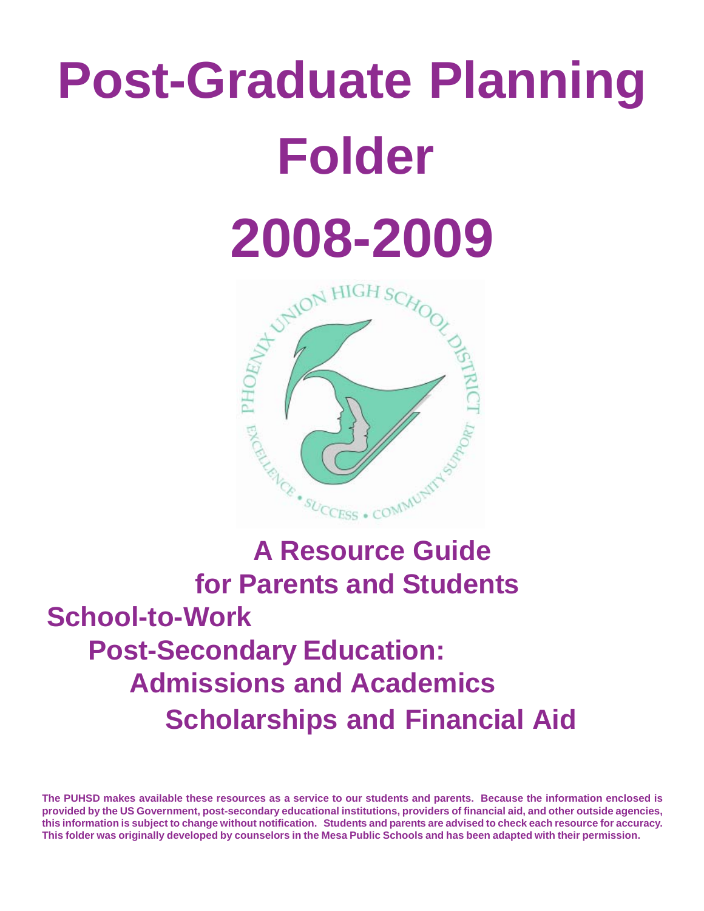# Post-Graduate Planning Folder

# 2008-2009

## A Resource Guide for Parents and Students

## School-to-Work

## Post-Secondary Education:

## Admissions and Academics

## Scholarships and Financial Aid

**The PUHSD makes available these resources as a service to our students and parents. Because the information enclosed is provided by the US Government, post-secondary educational institutions, providers of financial aid, and other outside agencies, this information is subject to change without notification. Students and parents are advised to check each resource for accuracy. This folder was originally developed by counselors in the Mesa Public Schools and has been adapted with their permission.**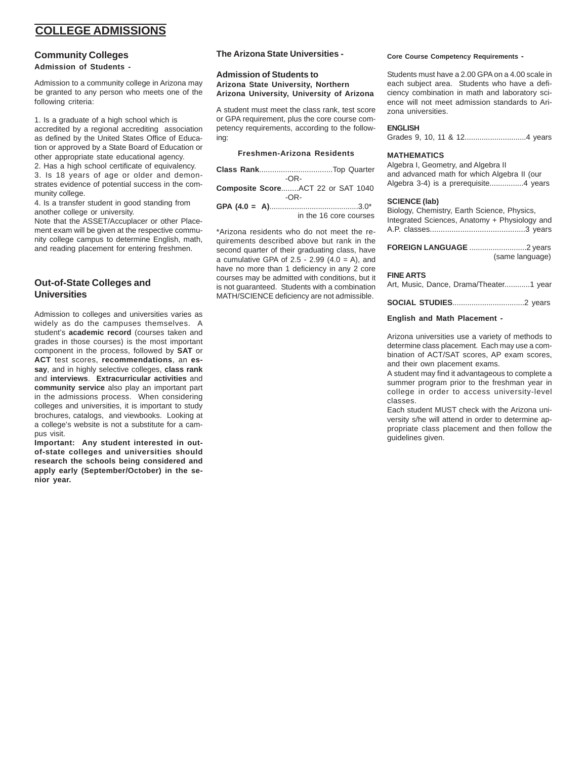# COLLEGE ADMISSIONS

## Community Colleges

**Admission of Students -**

Admission to a community college in Arizona may be granted to any person who meets one of the following criteria:

1. Is a graduate of a high school which is accredited by a regional accrediting association as defined by the United States Office of Education or approved by a State Board of Education or other appropriate state educational agency.
2. Has a high school certificate of equivalency.
3. Is 18 years of age or older and demonstrates evidence of potential success in the community college.
4. Is a transfer student in good standing from another college or university.

Note that the ASSET/Accuplacer or other Placement exam will be given at the respective community college campus to determine English, math, and reading placement for entering freshmen.

## Out-of-State Colleges and Universities

Admission to colleges and universities varies as widely as do the campuses themselves. A student's **academic record** (courses taken and grades in those courses) is the most important component in the process, followed by **SAT** or **ACT** test scores, **recommendations**, an **essay**, and in highly selective colleges, **class rank** and **interviews**. **Extracurricular activities** and **community service** also play an important part in the admissions process. When considering colleges and universities, it is important to study brochures, catalogs, and viewbooks. Looking at a college's website is not a substitute for a campus visit.

**Important: Any student interested in out-of-state colleges and universities should research the schools being considered and apply early (September/October) in the senior year.**

## The Arizona State Universities -

### Admission of Students to

**Arizona State University, Northern Arizona University, University of Arizona**

A student must meet the class rank, test score or GPA requirement, plus the core course competency requirements, according to the following:

**Freshmen-Arizona Residents**

**Class Rank**..................................Top Quarter

-OR-

**Composite Score**........ACT 22 or SAT 1040

-OR-

**GPA (4.0 = A)**..........................................3.0*
in the 16 core courses

*Arizona residents who do not meet the requirements described above but rank in the second quarter of their graduating class, have a cumulative GPA of 2.5 - 2.99 (4.0 = A), and have no more than 1 deficiency in any 2 core courses may be admitted with conditions, but it is not guaranteed. Students with a combination MATH/SCIENCE deficiency are not admissible.

**Core Course Competency Requirements -**

Students must have a 2.00 GPA on a 4.00 scale in each subject area. Students who have a deficiency combination in math and laboratory science will not meet admission standards to Arizona universities.

**ENGLISH**
Grades 9, 10, 11 & 12.............................4 years

**MATHEMATICS**
Algebra I, Geometry, and Algebra II and advanced math for which Algebra II (our Algebra 3-4) is a prerequisite................4 years

**SCIENCE (lab)**
Biology, Chemistry, Earth Science, Physics, Integrated Sciences, Anatomy + Physiology and A.P. classes............................................3 years

**FOREIGN LANGUAGE** ...........................2 years
(same language)

**FINE ARTS**
Art, Music, Dance, Drama/Theater............1 year

**SOCIAL STUDIES**..................................2 years

**English and Math Placement -**

Arizona universities use a variety of methods to determine class placement. Each may use a combination of ACT/SAT scores, AP exam scores, and their own placement exams.

A student may find it advantageous to complete a summer program prior to the freshman year in college in order to access university-level classes.

Each student MUST check with the Arizona university s/he will attend in order to determine appropriate class placement and then follow the guidelines given.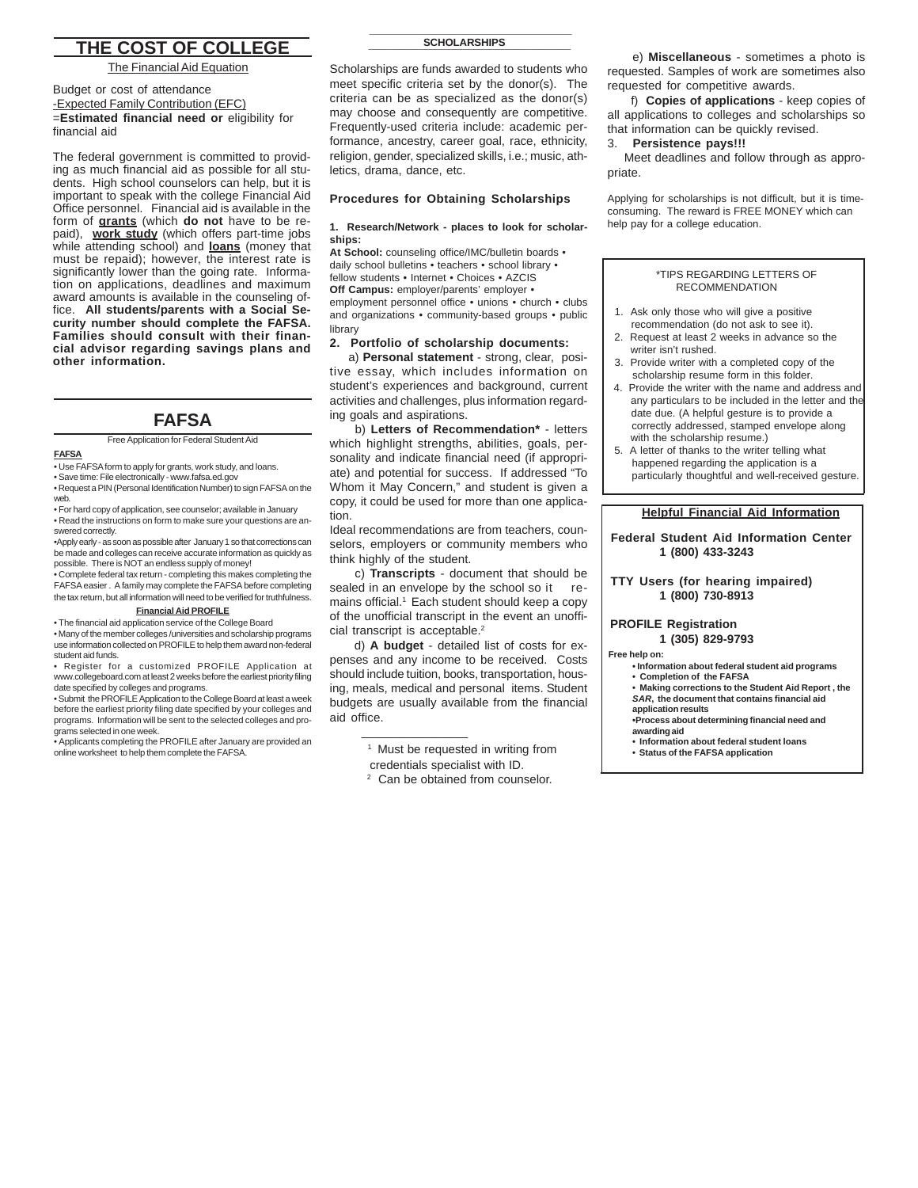# THE COST OF COLLEGE

The Financial Aid Equation

Budget or cost of attendance
-Expected Family Contribution (EFC)
=**Estimated financial need or** eligibility for financial aid

The federal government is committed to providing as much financial aid as possible for all students. High school counselors can help, but it is important to speak with the college Financial Aid Office personnel. Financial aid is available in the form of **grants** (which **do not** have to be repaid), **work study** (which offers part-time jobs while attending school) and **loans** (money that must be repaid); however, the interest rate is significantly lower than the going rate. Information on applications, deadlines and maximum award amounts is available in the counseling office. **All students/parents with a Social Security number should complete the FAFSA. Families should consult with their financial advisor regarding savings plans and other information.**

# FAFSA

Free Application for Federal Student Aid

**FAFSA**

- Use FAFSA form to apply for grants, work study, and loans.
- Save time: File electronically - www.fafsa.ed.gov
- Request a PIN (Personal Identification Number) to sign FAFSA on the web.
- For hard copy of application, see counselor; available in January
- Read the instructions on form to make sure your questions are answered correctly.
- Apply early - as soon as possible after January 1 so that corrections can be made and colleges can receive accurate information as quickly as possible. There is NOT an endless supply of money!
- Complete federal tax return - completing this makes completing the FAFSA easier . A family may complete the FAFSA before completing the tax return, but all information will need to be verified for truthfulness.

**Financial Aid PROFILE**

- The financial aid application service of the College Board
- Many of the member colleges /universities and scholarship programs use information collected on PROFILE to help them award non-federal student aid funds.
- Register for a customized PROFILE Application at www.collegeboard.com at least 2 weeks before the earliest priority filing date specified by colleges and programs.
- Submit the PROFILE Application to the College Board at least a week before the earliest priority filing date specified by your colleges and programs. Information will be sent to the selected colleges and programs selected in one week.
- Applicants completing the PROFILE after January are provided an online worksheet to help them complete the FAFSA.

## SCHOLARSHIPS

Scholarships are funds awarded to students who meet specific criteria set by the donor(s). The criteria can be as specialized as the donor(s) may choose and consequently are competitive. Frequently-used criteria include: academic performance, ancestry, career goal, race, ethnicity, religion, gender, specialized skills, i.e.; music, athletics, drama, dance, etc.

### Procedures for Obtaining Scholarships

**1. Research/Network - places to look for scholarships:**
**At School:** counseling office/IMC/bulletin boards • daily school bulletins • teachers • school library • fellow students • Internet • Choices • AZCIS
**Off Campus:** employer/parents' employer • employment personnel office • unions • church • clubs and organizations • community-based groups • public library

**2. Portfolio of scholarship documents:**

a) **Personal statement** - strong, clear, positive essay, which includes information on student's experiences and background, current activities and challenges, plus information regarding goals and aspirations.

b) **Letters of Recommendation*** - letters which highlight strengths, abilities, goals, personality and indicate financial need (if appropriate) and potential for success. If addressed "To Whom it May Concern," and student is given a copy, it could be used for more than one application.
Ideal recommendations are from teachers, counselors, employers or community members who think highly of the student.

c) **Transcripts** - document that should be sealed in an envelope by the school so it remains official.[1] Each student should keep a copy of the unofficial transcript in the event an unofficial transcript is acceptable.[2]

d) **A budget** - detailed list of costs for expenses and any income to be received. Costs should include tuition, books, transportation, housing, meals, medical and personal items. Student budgets are usually available from the financial aid office.

[1] Must be requested in writing from credentials specialist with ID.
[2] Can be obtained from counselor.

e) **Miscellaneous** - sometimes a photo is requested. Samples of work are sometimes also requested for competitive awards.

f) **Copies of applications** - keep copies of all applications to colleges and scholarships so that information can be quickly revised.

**3. Persistence pays!!!**
Meet deadlines and follow through as appropriate.

Applying for scholarships is not difficult, but it is time-consuming. The reward is FREE MONEY which can help pay for a college education.

*TIPS REGARDING LETTERS OF RECOMMENDATION

1. Ask only those who will give a positive recommendation (do not ask to see it).
2. Request at least 2 weeks in advance so the writer isn't rushed.
3. Provide writer with a completed copy of the scholarship resume form in this folder.
4. Provide the writer with the name and address and any particulars to be included in the letter and the date due. (A helpful gesture is to provide a correctly addressed, stamped envelope along with the scholarship resume.)
5. A letter of thanks to the writer telling what happened regarding the application is a particularly thoughtful and well-received gesture.

**Helpful Financial Aid Information**

**Federal Student Aid Information Center**
**1 (800) 433-3243**

**TTY Users (for hearing impaired)**
**1 (800) 730-8913**

**PROFILE Registration**
**1 (305) 829-9793**

**Free help on:**
- **Information about federal student aid programs**
- **Completion of the FAFSA**
- **Making corrections to the Student Aid Report , the *SAR*, the document that contains financial aid application results**
- **Process about determining financial need and awarding aid**
- **Information about federal student loans**
- **Status of the FAFSA application**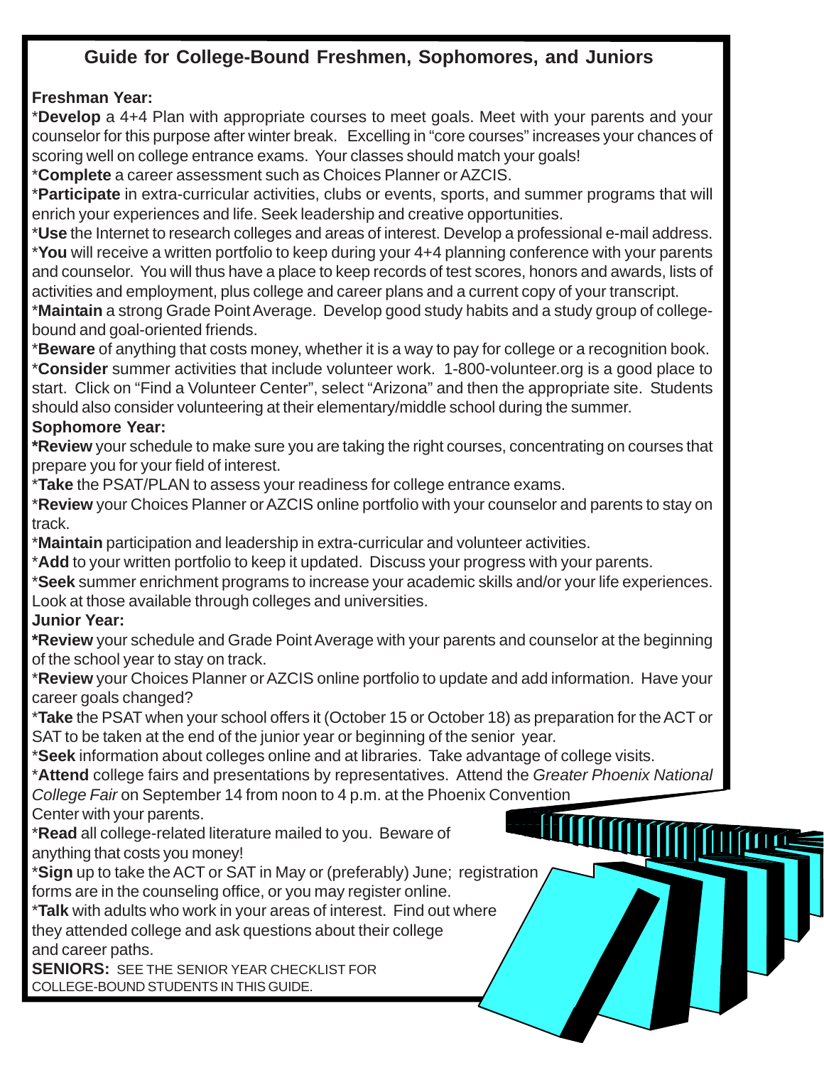## Guide for College-Bound Freshmen, Sophomores, and Juniors

**Freshman Year:**

***Develop** a 4+4 Plan with appropriate courses to meet goals. Meet with your parents and your counselor for this purpose after winter break. Excelling in "core courses" increases your chances of scoring well on college entrance exams. Your classes should match your goals!

***Complete** a career assessment such as Choices Planner or AZCIS.

***Participate** in extra-curricular activities, clubs or events, sports, and summer programs that will enrich your experiences and life. Seek leadership and creative opportunities.

***Use** the Internet to research colleges and areas of interest. Develop a professional e-mail address.

***You** will receive a written portfolio to keep during your 4+4 planning conference with your parents and counselor. You will thus have a place to keep records of test scores, honors and awards, lists of activities and employment, plus college and career plans and a current copy of your transcript.

***Maintain** a strong Grade Point Average. Develop good study habits and a study group of college-bound and goal-oriented friends.

***Beware** of anything that costs money, whether it is a way to pay for college or a recognition book.

***Consider** summer activities that include volunteer work. 1-800-volunteer.org is a good place to start. Click on "Find a Volunteer Center", select "Arizona" and then the appropriate site. Students should also consider volunteering at their elementary/middle school during the summer.

**Sophomore Year:**

***Review** your schedule to make sure you are taking the right courses, concentrating on courses that prepare you for your field of interest.

***Take** the PSAT/PLAN to assess your readiness for college entrance exams.

***Review** your Choices Planner or AZCIS online portfolio with your counselor and parents to stay on track.

***Maintain** participation and leadership in extra-curricular and volunteer activities.

***Add** to your written portfolio to keep it updated. Discuss your progress with your parents.

***Seek** summer enrichment programs to increase your academic skills and/or your life experiences. Look at those available through colleges and universities.

**Junior Year:**

***Review** your schedule and Grade Point Average with your parents and counselor at the beginning of the school year to stay on track.

***Review** your Choices Planner or AZCIS online portfolio to update and add information. Have your career goals changed?

***Take** the PSAT when your school offers it (October 15 or October 18) as preparation for the ACT or SAT to be taken at the end of the junior year or beginning of the senior year.

***Seek** information about colleges online and at libraries. Take advantage of college visits.

***Attend** college fairs and presentations by representatives. Attend the *Greater Phoenix National College Fair* on September 14 from noon to 4 p.m. at the Phoenix Convention Center with your parents.

***Read** all college-related literature mailed to you. Beware of anything that costs you money!

***Sign** up to take the ACT or SAT in May or (preferably) June; registration forms are in the counseling office, or you may register online.

***Talk** with adults who work in your areas of interest. Find out where they attended college and ask questions about their college and career paths.

**SENIORS:** SEE THE SENIOR YEAR CHECKLIST FOR COLLEGE-BOUND STUDENTS IN THIS GUIDE.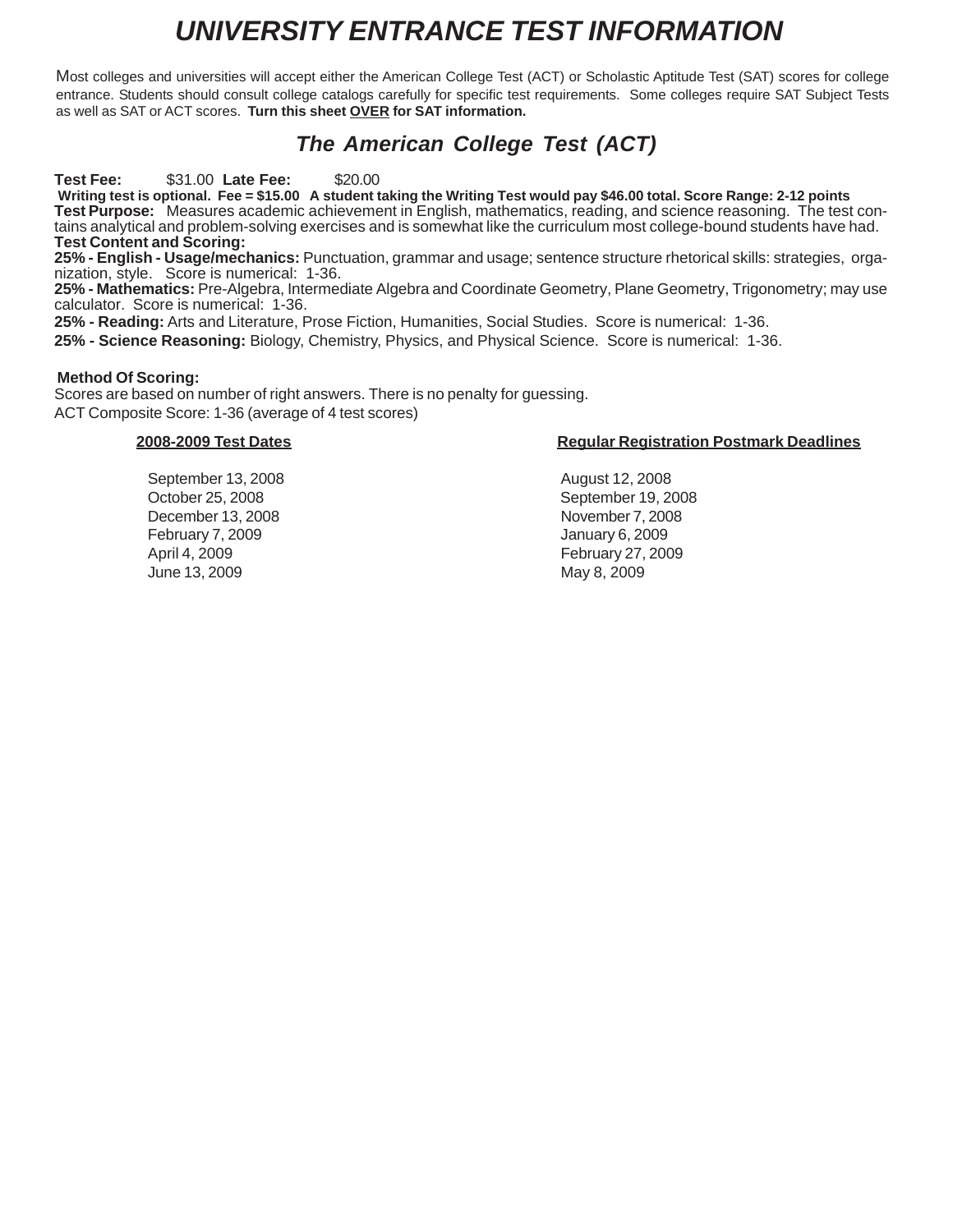# *UNIVERSITY ENTRANCE TEST INFORMATION*

Most colleges and universities will accept either the American College Test (ACT) or Scholastic Aptitude Test (SAT) scores for college entrance. Students should consult college catalogs carefully for specific test requirements. Some colleges require SAT Subject Tests as well as SAT or ACT scores. **Turn this sheet OVER for SAT information.**

## *The American College Test (ACT)*

**Test Fee:** $31.00 **Late Fee:** $20.00

**Writing test is optional. Fee = $15.00 A student taking the Writing Test would pay $46.00 total. Score Range: 2-12 points**

**Test Purpose:** Measures academic achievement in English, mathematics, reading, and science reasoning. The test contains analytical and problem-solving exercises and is somewhat like the curriculum most college-bound students have had.

**Test Content and Scoring:**

**25% - English - Usage/mechanics:** Punctuation, grammar and usage; sentence structure rhetorical skills: strategies, organization, style. Score is numerical: 1-36.

**25% - Mathematics:** Pre-Algebra, Intermediate Algebra and Coordinate Geometry, Plane Geometry, Trigonometry; may use calculator. Score is numerical: 1-36.

**25% - Reading:** Arts and Literature, Prose Fiction, Humanities, Social Studies. Score is numerical: 1-36.

**25% - Science Reasoning:** Biology, Chemistry, Physics, and Physical Science. Score is numerical: 1-36.

**Method Of Scoring:**

Scores are based on number of right answers. There is no penalty for guessing.

ACT Composite Score: 1-36 (average of 4 test scores)

| 2008-2009 Test Dates | Regular Registration Postmark Deadlines |
|---|---|
| September 13, 2008 | August 12, 2008 |
| October 25, 2008 | September 19, 2008 |
| December 13, 2008 | November 7, 2008 |
| February 7, 2009 | January 6, 2009 |
| April 4, 2009 | February 27, 2009 |
| June 13, 2009 | May 8, 2009 |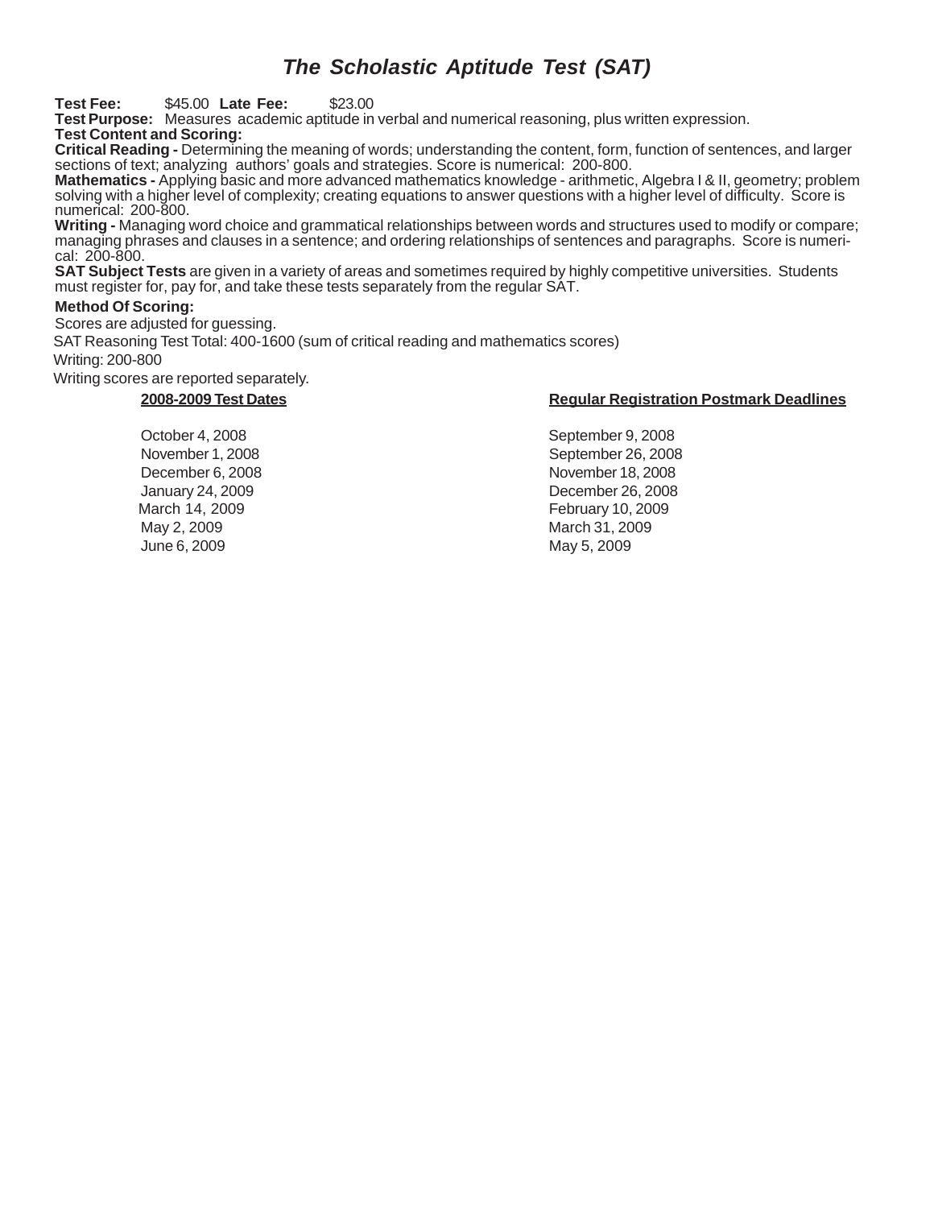# *The Scholastic Aptitude Test (SAT)*

**Test Fee:** $45.00 **Late Fee:** $23.00

**Test Purpose:** Measures academic aptitude in verbal and numerical reasoning, plus written expression.

**Test Content and Scoring:**

**Critical Reading -** Determining the meaning of words; understanding the content, form, function of sentences, and larger sections of text; analyzing authors' goals and strategies. Score is numerical: 200-800.

**Mathematics -** Applying basic and more advanced mathematics knowledge - arithmetic, Algebra I & II, geometry; problem solving with a higher level of complexity; creating equations to answer questions with a higher level of difficulty. Score is numerical: 200-800.

**Writing -** Managing word choice and grammatical relationships between words and structures used to modify or compare; managing phrases and clauses in a sentence; and ordering relationships of sentences and paragraphs. Score is numerical: 200-800.

**SAT Subject Tests** are given in a variety of areas and sometimes required by highly competitive universities. Students must register for, pay for, and take these tests separately from the regular SAT.

**Method Of Scoring:**

Scores are adjusted for guessing.

SAT Reasoning Test Total: 400-1600 (sum of critical reading and mathematics scores)

Writing: 200-800

Writing scores are reported separately.

| 2008-2009 Test Dates | Regular Registration Postmark Deadlines |
|---|---|
| October 4, 2008 | September 9, 2008 |
| November 1, 2008 | September 26, 2008 |
| December 6, 2008 | November 18, 2008 |
| January 24, 2009 | December 26, 2008 |
| March 14, 2009 | February 10, 2009 |
| May 2, 2009 | March 31, 2009 |
| June 6, 2009 | May 5, 2009 |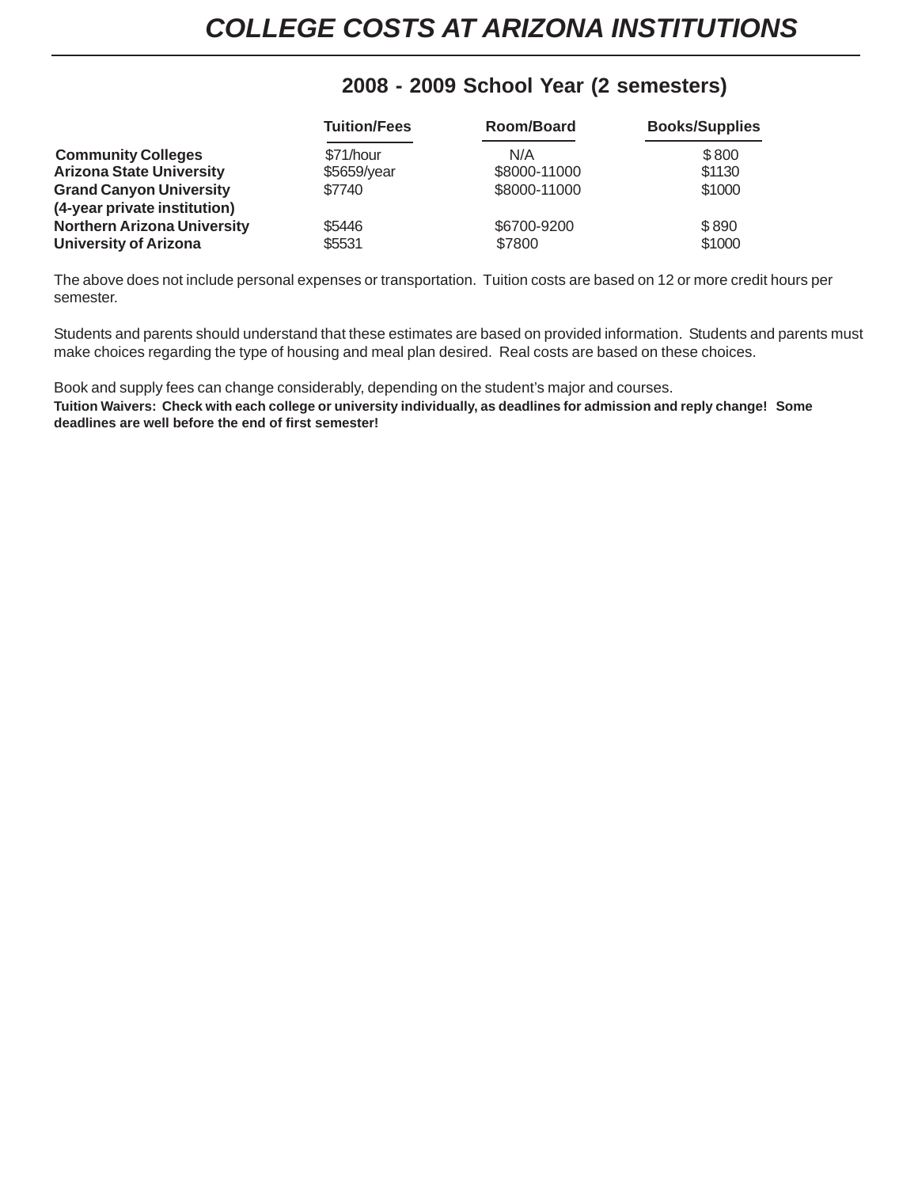# *COLLEGE COSTS AT ARIZONA INSTITUTIONS*

## 2008 - 2009 School Year (2 semesters)

| | Tuition/Fees | Room/Board | Books/Supplies |
|---|---|---|---|
| **Community Colleges** | $71/hour | N/A | $ 800 |
| **Arizona State University** | $5659/year | $8000-11000 | $1130 |
| **Grand Canyon University (4-year private institution)** | $7740 | $8000-11000 | $1000 |
| **Northern Arizona University** | $5446 | $6700-9200 | $ 890 |
| **University of Arizona** | $5531 | $7800 | $1000 |

The above does not include personal expenses or transportation. Tuition costs are based on 12 or more credit hours per semester.

Students and parents should understand that these estimates are based on provided information. Students and parents must make choices regarding the type of housing and meal plan desired. Real costs are based on these choices.

Book and supply fees can change considerably, depending on the student's major and courses.

**Tuition Waivers: Check with each college or university individually, as deadlines for admission and reply change! Some deadlines are well before the end of first semester!**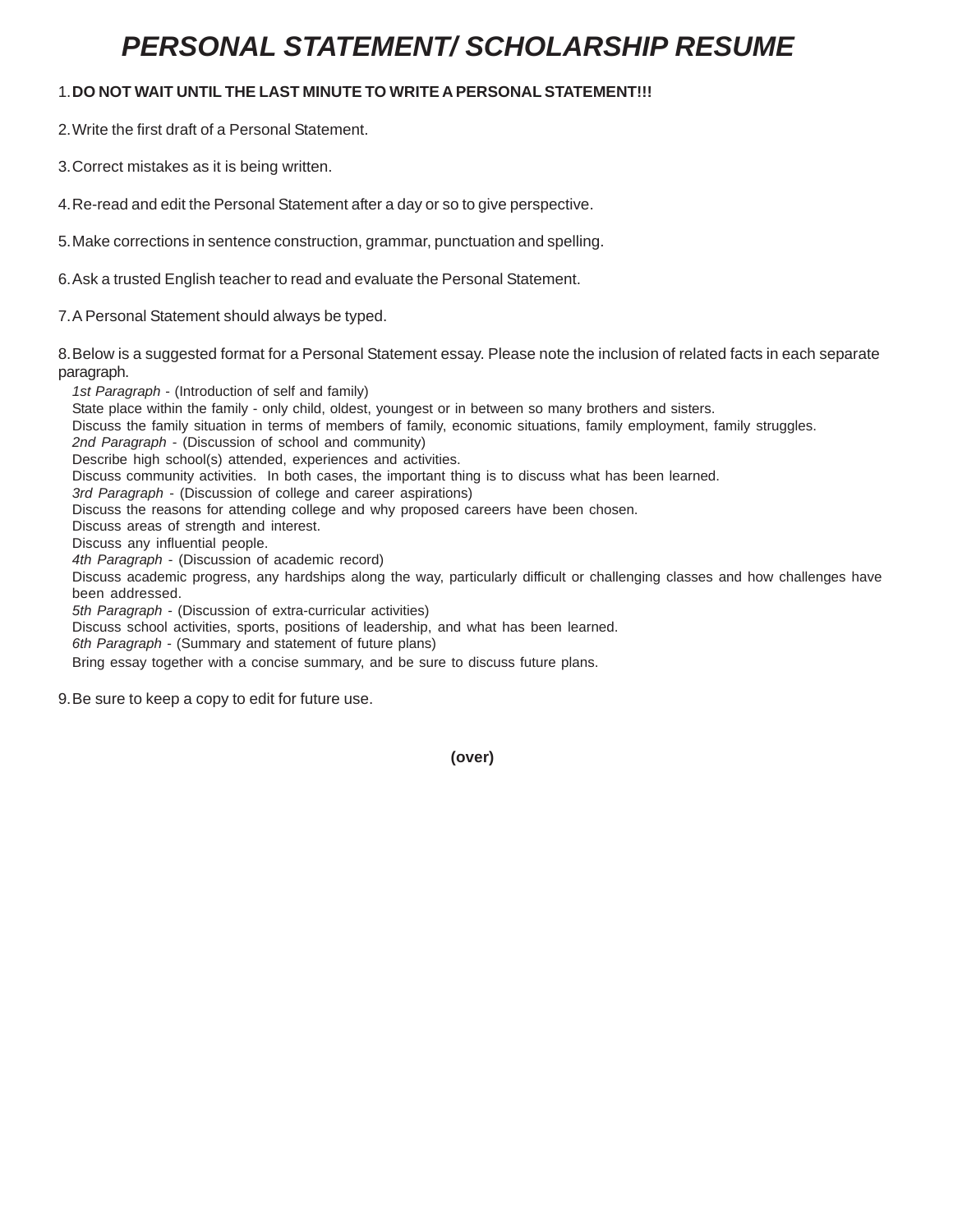# *PERSONAL STATEMENT/ SCHOLARSHIP RESUME*

1. **DO NOT WAIT UNTIL THE LAST MINUTE TO WRITE A PERSONAL STATEMENT!!!**

2. Write the first draft of a Personal Statement.

3. Correct mistakes as it is being written.

4. Re-read and edit the Personal Statement after a day or so to give perspective.

5. Make corrections in sentence construction, grammar, punctuation and spelling.

6. Ask a trusted English teacher to read and evaluate the Personal Statement.

7. A Personal Statement should always be typed.

8. Below is a suggested format for a Personal Statement essay. Please note the inclusion of related facts in each separate paragraph.

   *1st Paragraph* - (Introduction of self and family)
   State place within the family - only child, oldest, youngest or in between so many brothers and sisters.
   Discuss the family situation in terms of members of family, economic situations, family employment, family struggles.
   *2nd Paragraph* - (Discussion of school and community)
   Describe high school(s) attended, experiences and activities.
   Discuss community activities. In both cases, the important thing is to discuss what has been learned.
   *3rd Paragraph* - (Discussion of college and career aspirations)
   Discuss the reasons for attending college and why proposed careers have been chosen.
   Discuss areas of strength and interest.
   Discuss any influential people.
   *4th Paragraph* - (Discussion of academic record)
   Discuss academic progress, any hardships along the way, particularly difficult or challenging classes and how challenges have been addressed.
   *5th Paragraph* - (Discussion of extra-curricular activities)
   Discuss school activities, sports, positions of leadership, and what has been learned.
   *6th Paragraph* - (Summary and statement of future plans)
   Bring essay together with a concise summary, and be sure to discuss future plans.

9. Be sure to keep a copy to edit for future use.

**(over)**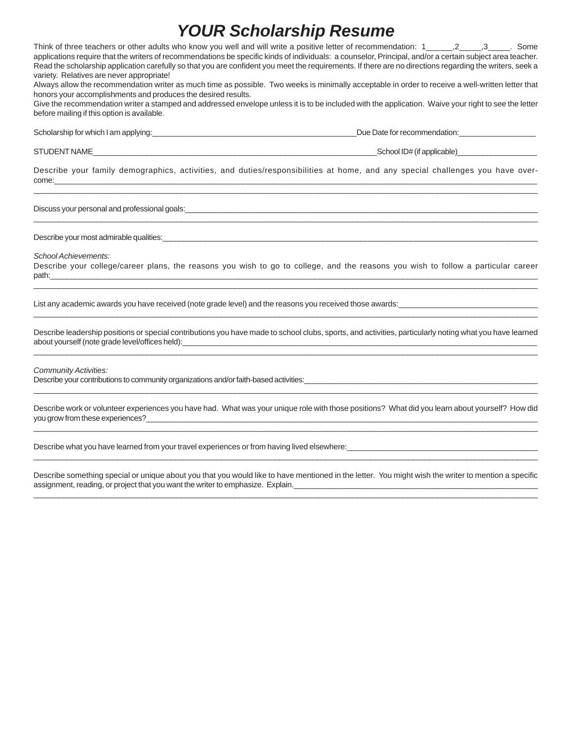# *YOUR Scholarship Resume*

Think of three teachers or other adults who know you well and will write a positive letter of recommendation: 1______,2_____,3_____. Some applications require that the writers of recommendations be specific kinds of individuals: a counselor, Principal, and/or a certain subject area teacher. Read the scholarship application carefully so that you are confident you meet the requirements. If there are no directions regarding the writers, seek a variety. Relatives are never appropriate!

Always allow the recommendation writer as much time as possible. Two weeks is minimally acceptable in order to receive a well-written letter that honors your accomplishments and produces the desired results.

Give the recommendation writer a stamped and addressed envelope unless it is to be included with the application. Waive your right to see the letter before mailing if this option is available.

Scholarship for which I am applying:_______________________________________________Due Date for recommendation:_________________

STUDENT NAME__________________________________________________________________School ID# (if applicable)__________________

Describe your family demographics, activities, and duties/responsibilities at home, and any special challenges you have overcome:_________________________________________________________________________________________________________
_____________________________________________________________________________________________________________

Discuss your personal and professional goals:___________________________________________________________________________
_____________________________________________________________________________________________________________

Describe your most admirable qualities:_________________________________________________________________________________

*School Achievements:*

Describe your college/career plans, the reasons you wish to go to college, and the reasons you wish to follow a particular career path:_________________________________________________________________________________________________________
_____________________________________________________________________________________________________________

List any academic awards you have received (note grade level) and the reasons you received those awards:_____________________________
_____________________________________________________________________________________________________________

Describe leadership positions or special contributions you have made to school clubs, sports, and activities, particularly noting what you have learned about yourself (note grade level/offices held):__________________________________________________________________________
_____________________________________________________________________________________________________________

*Community Activities:*

Describe your contributions to community organizations and/or faith-based activities:_____________________________________________
_____________________________________________________________________________________________________________

Describe work or volunteer experiences you have had. What was your unique role with those positions? What did you learn about yourself? How did you grow from these experiences?_______________________________________________________________________________
_____________________________________________________________________________________________________________

Describe what you have learned from your travel experiences or from having lived elsewhere:____________________________________________
_____________________________________________________________________________________________________________

Describe something special or unique about you that you would like to have mentioned in the letter. You might wish the writer to mention a specific assignment, reading, or project that you want the writer to emphasize. Explain.____________________________________________________
_____________________________________________________________________________________________________________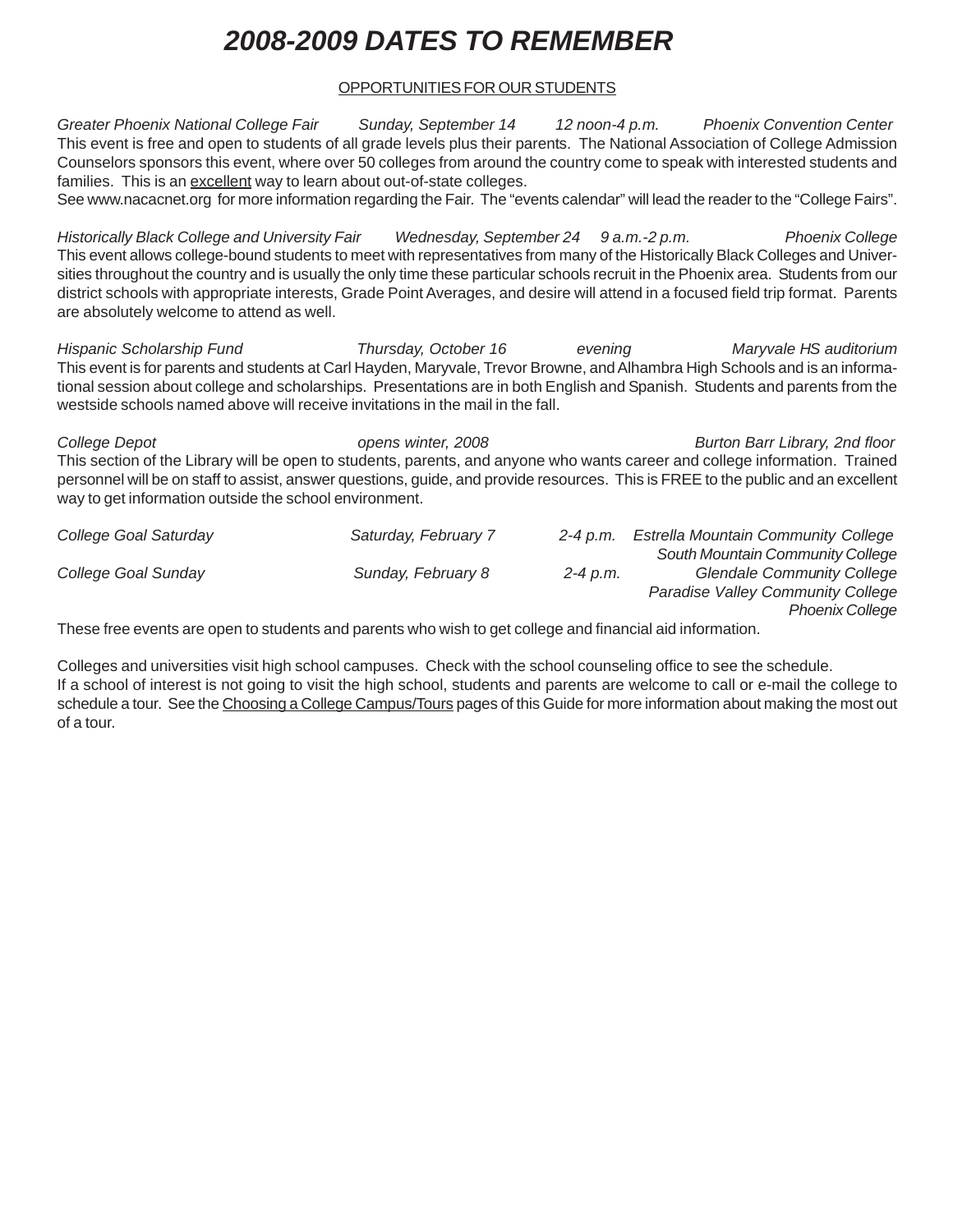# *2008-2009 DATES TO REMEMBER*

OPPORTUNITIES FOR OUR STUDENTS

*Greater Phoenix National College Fair* *Sunday, September 14* *12 noon-4 p.m.* *Phoenix Convention Center*
This event is free and open to students of all grade levels plus their parents. The National Association of College Admission Counselors sponsors this event, where over 50 colleges from around the country come to speak with interested students and families. This is an excellent way to learn about out-of-state colleges.
See www.nacacnet.org for more information regarding the Fair. The "events calendar" will lead the reader to the "College Fairs".

*Historically Black College and University Fair* *Wednesday, September 24* *9 a.m.-2 p.m.* *Phoenix College*
This event allows college-bound students to meet with representatives from many of the Historically Black Colleges and Universities throughout the country and is usually the only time these particular schools recruit in the Phoenix area. Students from our district schools with appropriate interests, Grade Point Averages, and desire will attend in a focused field trip format. Parents are absolutely welcome to attend as well.

*Hispanic Scholarship Fund* *Thursday, October 16* *evening* *Maryvale HS auditorium*
This event is for parents and students at Carl Hayden, Maryvale, Trevor Browne, and Alhambra High Schools and is an informational session about college and scholarships. Presentations are in both English and Spanish. Students and parents from the westside schools named above will receive invitations in the mail in the fall.

*College Depot* *opens winter, 2008* *Burton Barr Library, 2nd floor*
This section of the Library will be open to students, parents, and anyone who wants career and college information. Trained personnel will be on staff to assist, answer questions, guide, and provide resources. This is FREE to the public and an excellent way to get information outside the school environment.

| | | | |
|---|---|---|---|
| *College Goal Saturday* | *Saturday, February 7* | *2-4 p.m.* | *Estrella Mountain Community College*<br>*South Mountain Community College* |
| *College Goal Sunday* | *Sunday, February 8* | *2-4 p.m.* | *Glendale Community College*<br>*Paradise Valley Community College*<br>*Phoenix College* |

These free events are open to students and parents who wish to get college and financial aid information.

Colleges and universities visit high school campuses. Check with the school counseling office to see the schedule.
If a school of interest is not going to visit the high school, students and parents are welcome to call or e-mail the college to schedule a tour. See the Choosing a College Campus/Tours pages of this Guide for more information about making the most out of a tour.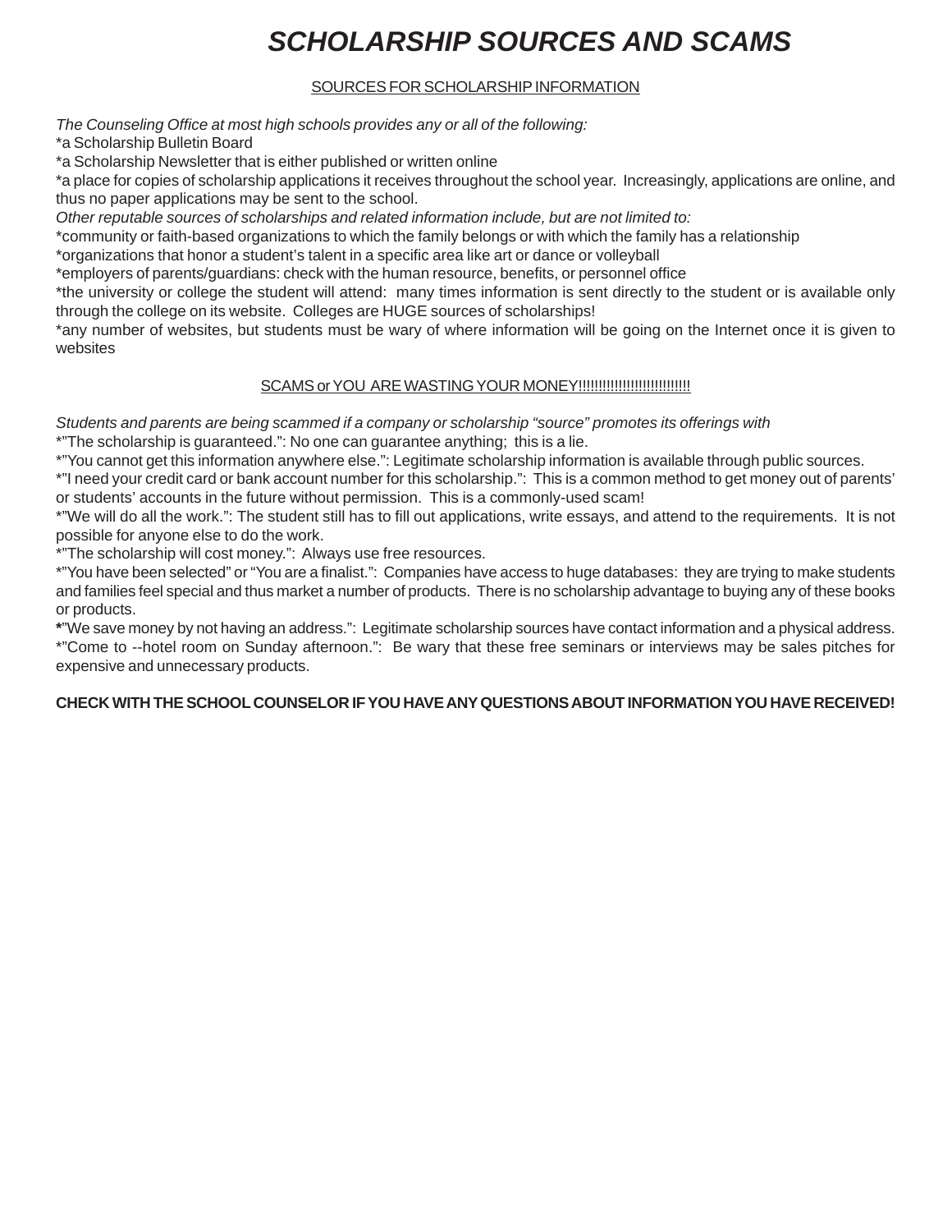# SCHOLARSHIP SOURCES AND SCAMS

<u>SOURCES FOR SCHOLARSHIP INFORMATION</u>

*The Counseling Office at most high schools provides any or all of the following:*

*a Scholarship Bulletin Board
*a Scholarship Newsletter that is either published or written online
*a place for copies of scholarship applications it receives throughout the school year. Increasingly, applications are online, and thus no paper applications may be sent to the school.

*Other reputable sources of scholarships and related information include, but are not limited to:*

*community or faith-based organizations to which the family belongs or with which the family has a relationship
*organizations that honor a student's talent in a specific area like art or dance or volleyball
*employers of parents/guardians: check with the human resource, benefits, or personnel office
*the university or college the student will attend: many times information is sent directly to the student or is available only through the college on its website. Colleges are HUGE sources of scholarships!
*any number of websites, but students must be wary of where information will be going on the Internet once it is given to websites

<u>SCAMS or YOU ARE WASTING YOUR MONEY!!!!!!!!!!!!!!!!!!!!!!!!!!</u>

*Students and parents are being scammed if a company or scholarship "source" promotes its offerings with*

*"The scholarship is guaranteed.": No one can guarantee anything; this is a lie.
*"You cannot get this information anywhere else.": Legitimate scholarship information is available through public sources.
*"I need your credit card or bank account number for this scholarship.": This is a common method to get money out of parents' or students' accounts in the future without permission. This is a commonly-used scam!
*"We will do all the work.": The student still has to fill out applications, write essays, and attend to the requirements. It is not possible for anyone else to do the work.
*"The scholarship will cost money.": Always use free resources.
*"You have been selected" or "You are a finalist.": Companies have access to huge databases: they are trying to make students and families feel special and thus market a number of products. There is no scholarship advantage to buying any of these books or products.
*"We save money by not having an address.": Legitimate scholarship sources have contact information and a physical address.
*"Come to --hotel room on Sunday afternoon.": Be wary that these free seminars or interviews may be sales pitches for expensive and unnecessary products.

**CHECK WITH THE SCHOOL COUNSELOR IF YOU HAVE ANY QUESTIONS ABOUT INFORMATION YOU HAVE RECEIVED!**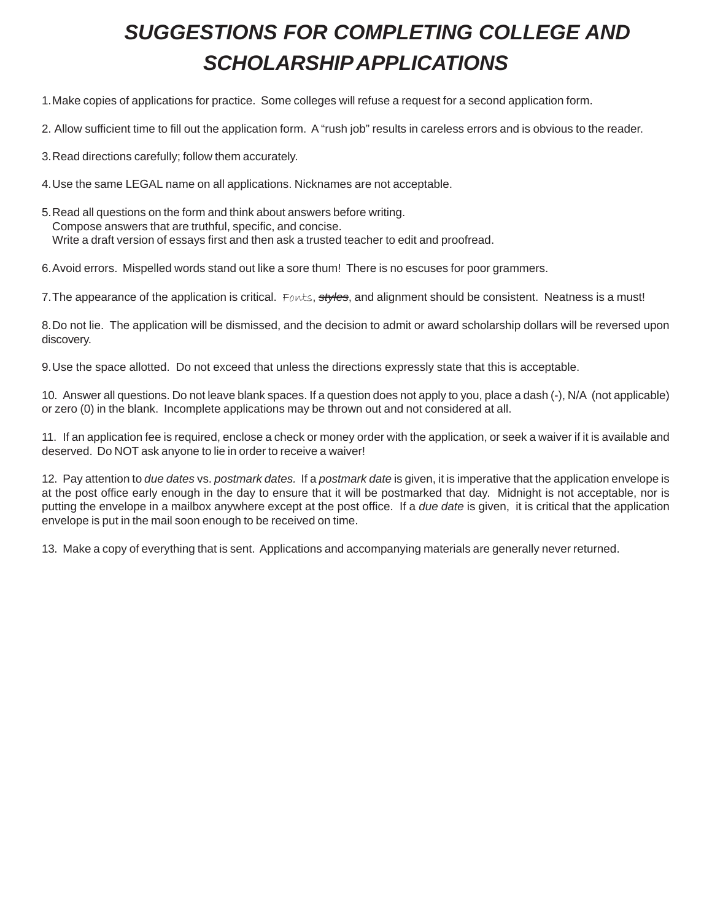# *SUGGESTIONS FOR COMPLETING COLLEGE AND SCHOLARSHIP APPLICATIONS*

1. Make copies of applications for practice. Some colleges will refuse a request for a second application form.

2. Allow sufficient time to fill out the application form. A "rush job" results in careless errors and is obvious to the reader.

3. Read directions carefully; follow them accurately.

4. Use the same LEGAL name on all applications. Nicknames are not acceptable.

5. Read all questions on the form and think about answers before writing.
   Compose answers that are truthful, specific, and concise.
   Write a draft version of essays first and then ask a trusted teacher to edit and proofread.

6. Avoid errors. Mispelled words stand out like a sore thum! There is no escuses for poor grammers.

7. The appearance of the application is critical. Fonts, ~~*styles*~~, and alignment should be consistent. Neatness is a must!

8. Do not lie. The application will be dismissed, and the decision to admit or award scholarship dollars will be reversed upon discovery.

9. Use the space allotted. Do not exceed that unless the directions expressly state that this is acceptable.

10. Answer all questions. Do not leave blank spaces. If a question does not apply to you, place a dash (-), N/A (not applicable) or zero (0) in the blank. Incomplete applications may be thrown out and not considered at all.

11. If an application fee is required, enclose a check or money order with the application, or seek a waiver if it is available and deserved. Do NOT ask anyone to lie in order to receive a waiver!

12. Pay attention to *due dates* vs. *postmark dates.* If a *postmark date* is given, it is imperative that the application envelope is at the post office early enough in the day to ensure that it will be postmarked that day. Midnight is not acceptable, nor is putting the envelope in a mailbox anywhere except at the post office. If a *due date* is given, it is critical that the application envelope is put in the mail soon enough to be received on time.

13. Make a copy of everything that is sent. Applications and accompanying materials are generally never returned.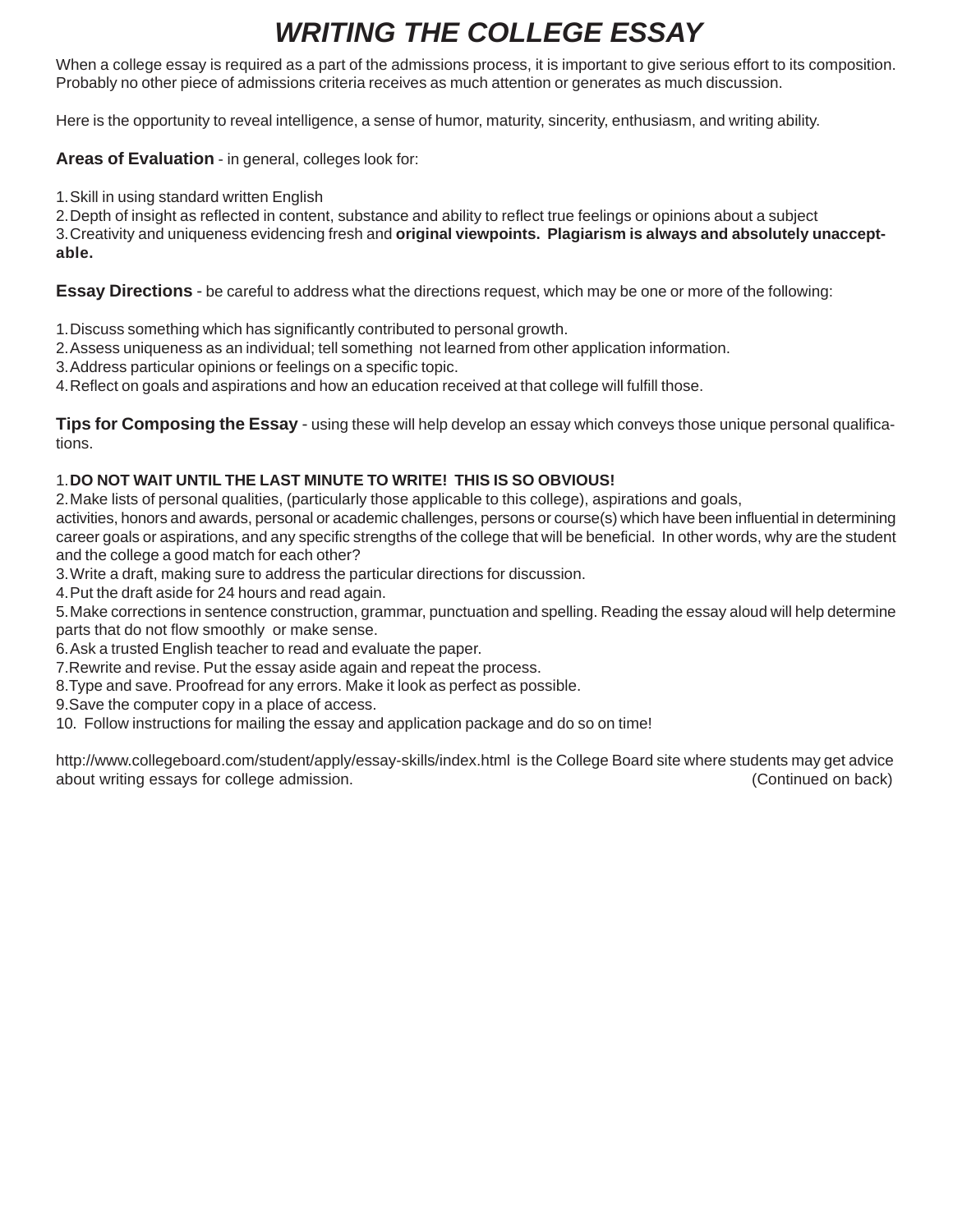# *WRITING THE COLLEGE ESSAY*

When a college essay is required as a part of the admissions process, it is important to give serious effort to its composition. Probably no other piece of admissions criteria receives as much attention or generates as much discussion.

Here is the opportunity to reveal intelligence, a sense of humor, maturity, sincerity, enthusiasm, and writing ability.

**Areas of Evaluation** - in general, colleges look for:

1. Skill in using standard written English
2. Depth of insight as reflected in content, substance and ability to reflect true feelings or opinions about a subject
3. Creativity and uniqueness evidencing fresh and **original viewpoints. Plagiarism is always and absolutely unacceptable.**

**Essay Directions** - be careful to address what the directions request, which may be one or more of the following:

1. Discuss something which has significantly contributed to personal growth.
2. Assess uniqueness as an individual; tell something not learned from other application information.
3. Address particular opinions or feelings on a specific topic.
4. Reflect on goals and aspirations and how an education received at that college will fulfill those.

**Tips for Composing the Essay** - using these will help develop an essay which conveys those unique personal qualifications.

1. **DO NOT WAIT UNTIL THE LAST MINUTE TO WRITE! THIS IS SO OBVIOUS!**
2. Make lists of personal qualities, (particularly those applicable to this college), aspirations and goals, activities, honors and awards, personal or academic challenges, persons or course(s) which have been influential in determining career goals or aspirations, and any specific strengths of the college that will be beneficial. In other words, why are the student and the college a good match for each other?
3. Write a draft, making sure to address the particular directions for discussion.
4. Put the draft aside for 24 hours and read again.
5. Make corrections in sentence construction, grammar, punctuation and spelling. Reading the essay aloud will help determine parts that do not flow smoothly or make sense.
6. Ask a trusted English teacher to read and evaluate the paper.
7. Rewrite and revise. Put the essay aside again and repeat the process.
8. Type and save. Proofread for any errors. Make it look as perfect as possible.
9. Save the computer copy in a place of access.
10. Follow instructions for mailing the essay and application package and do so on time!

http://www.collegeboard.com/student/apply/essay-skills/index.html is the College Board site where students may get advice about writing essays for college admission. (Continued on back)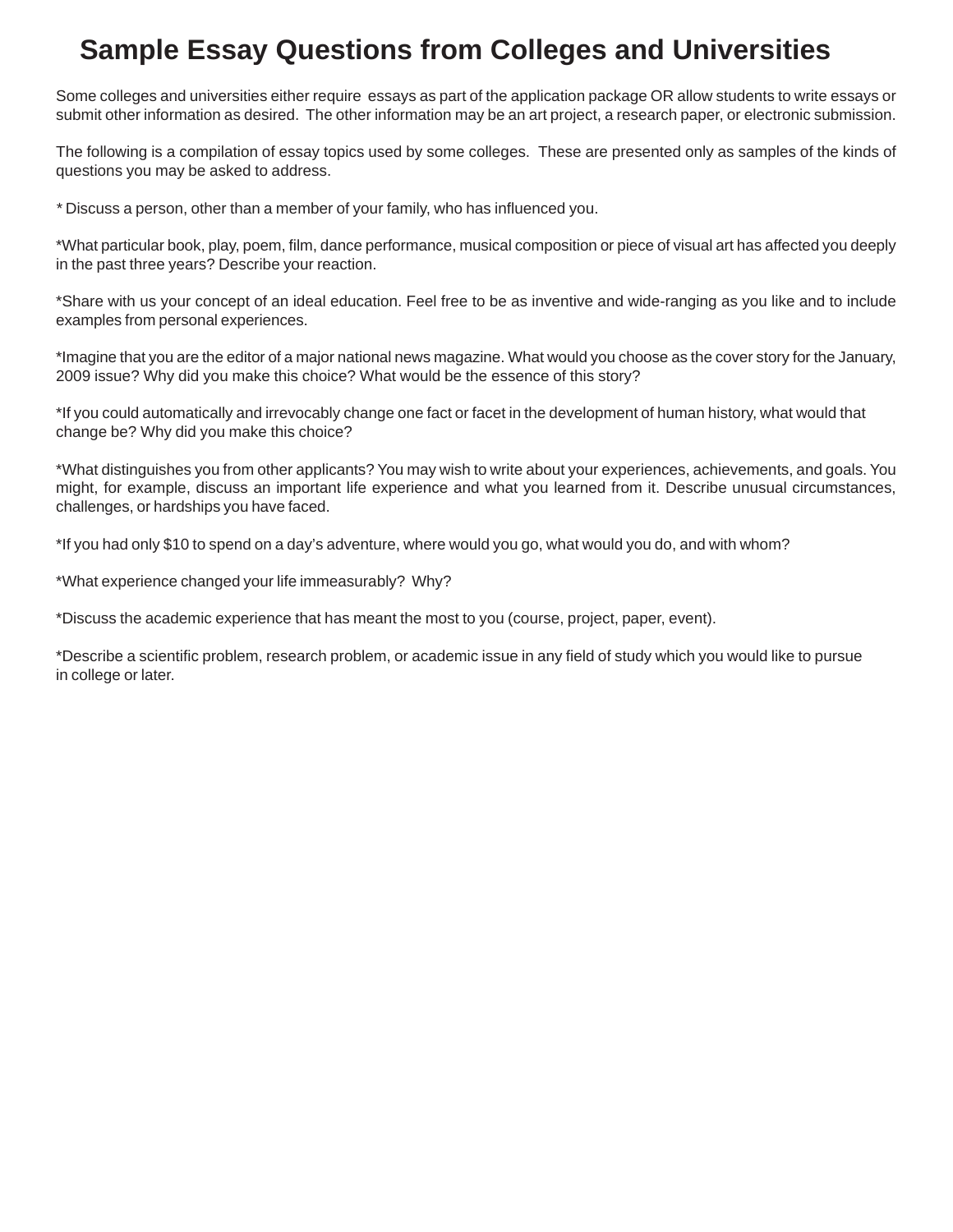# Sample Essay Questions from Colleges and Universities

Some colleges and universities either require essays as part of the application package OR allow students to write essays or submit other information as desired. The other information may be an art project, a research paper, or electronic submission.

The following is a compilation of essay topics used by some colleges. These are presented only as samples of the kinds of questions you may be asked to address.

* Discuss a person, other than a member of your family, who has influenced you.

*What particular book, play, poem, film, dance performance, musical composition or piece of visual art has affected you deeply in the past three years? Describe your reaction.

*Share with us your concept of an ideal education. Feel free to be as inventive and wide-ranging as you like and to include examples from personal experiences.

*Imagine that you are the editor of a major national news magazine. What would you choose as the cover story for the January, 2009 issue? Why did you make this choice? What would be the essence of this story?

*If you could automatically and irrevocably change one fact or facet in the development of human history, what would that change be? Why did you make this choice?

*What distinguishes you from other applicants? You may wish to write about your experiences, achievements, and goals. You might, for example, discuss an important life experience and what you learned from it. Describe unusual circumstances, challenges, or hardships you have faced.

*If you had only $10 to spend on a day's adventure, where would you go, what would you do, and with whom?

*What experience changed your life immeasurably? Why?

*Discuss the academic experience that has meant the most to you (course, project, paper, event).

*Describe a scientific problem, research problem, or academic issue in any field of study which you would like to pursue in college or later.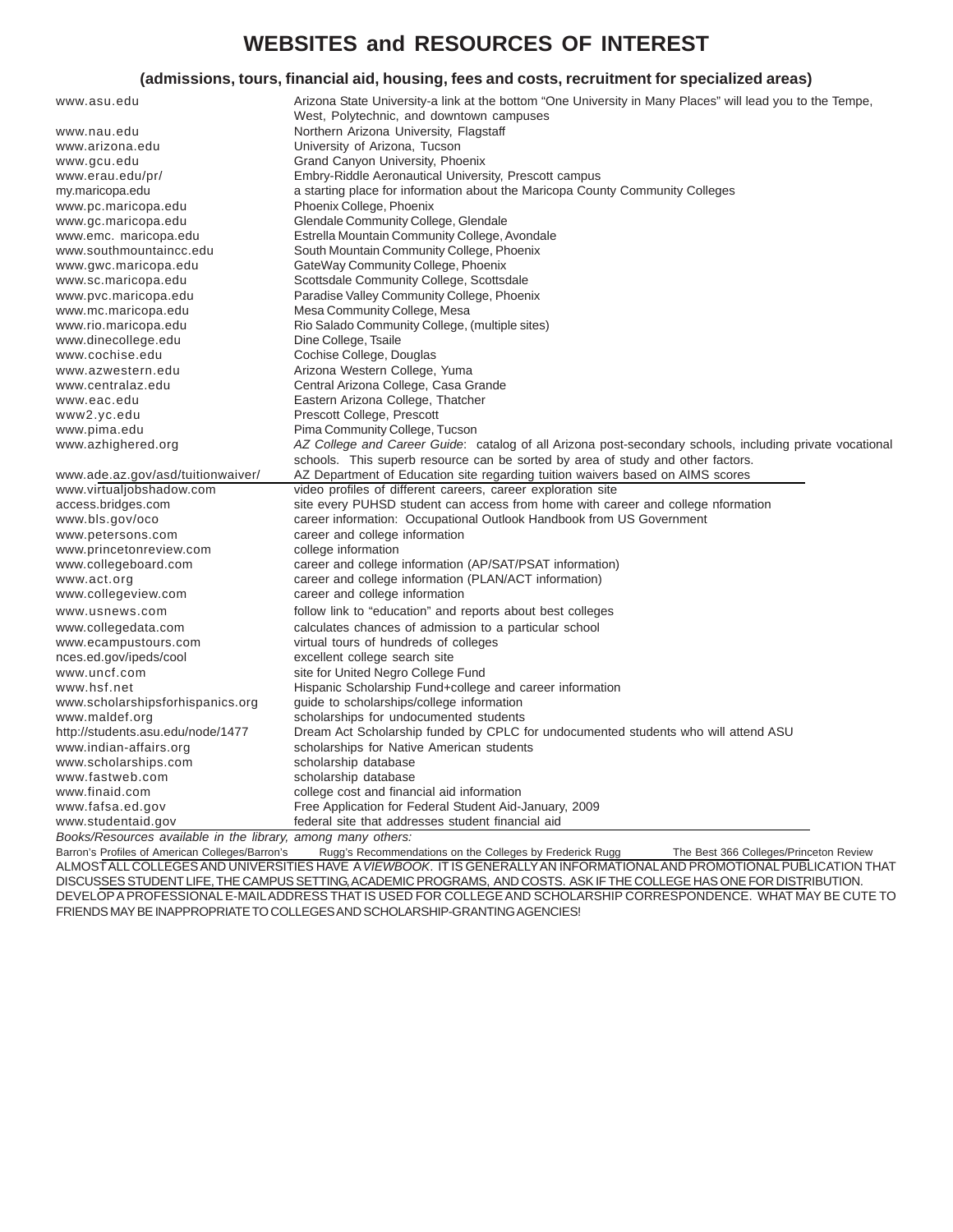# WEBSITES and RESOURCES OF INTEREST

### (admissions, tours, financial aid, housing, fees and costs, recruitment for specialized areas)

| | |
|---|---|
| www.asu.edu | Arizona State University-a link at the bottom "One University in Many Places" will lead you to the Tempe, West, Polytechnic, and downtown campuses |
| www.nau.edu | Northern Arizona University, Flagstaff |
| www.arizona.edu | University of Arizona, Tucson |
| www.gcu.edu | Grand Canyon University, Phoenix |
| www.erau.edu/pr/ | Embry-Riddle Aeronautical University, Prescott campus |
| my.maricopa.edu | a starting place for information about the Maricopa County Community Colleges |
| www.pc.maricopa.edu | Phoenix College, Phoenix |
| www.gc.maricopa.edu | Glendale Community College, Glendale |
| www.emc. maricopa.edu | Estrella Mountain Community College, Avondale |
| www.southmountaincc.edu | South Mountain Community College, Phoenix |
| www.gwc.maricopa.edu | GateWay Community College, Phoenix |
| www.sc.maricopa.edu | Scottsdale Community College, Scottsdale |
| www.pvc.maricopa.edu | Paradise Valley Community College, Phoenix |
| www.mc.maricopa.edu | Mesa Community College, Mesa |
| www.rio.maricopa.edu | Rio Salado Community College, (multiple sites) |
| www.dinecollege.edu | Dine College, Tsaile |
| www.cochise.edu | Cochise College, Douglas |
| www.azwestern.edu | Arizona Western College, Yuma |
| www.centralaz.edu | Central Arizona College, Casa Grande |
| www.eac.edu | Eastern Arizona College, Thatcher |
| www2.yc.edu | Prescott College, Prescott |
| www.pima.edu | Pima Community College, Tucson |
| www.azhighered.org | *AZ College and Career Guide*: catalog of all Arizona post-secondary schools, including private vocational schools. This superb resource can be sorted by area of study and other factors. |
| www.ade.az.gov/asd/tuitionwaiver/ | AZ Department of Education site regarding tuition waivers based on AIMS scores |
| www.virtualjobshadow.com | video profiles of different careers, career exploration site |
| access.bridges.com | site every PUHSD student can access from home with career and college nformation |
| www.bls.gov/oco | career information: Occupational Outlook Handbook from US Government |
| www.petersons.com | career and college information |
| www.princetonreview.com | college information |
| www.collegeboard.com | career and college information (AP/SAT/PSAT information) |
| www.act.org | career and college information (PLAN/ACT information) |
| www.collegeview.com | career and college information |
| www.usnews.com | follow link to "education" and reports about best colleges |
| www.collegedata.com | calculates chances of admission to a particular school |
| www.ecampustours.com | virtual tours of hundreds of colleges |
| nces.ed.gov/ipeds/cool | excellent college search site |
| www.uncf.com | site for United Negro College Fund |
| www.hsf.net | Hispanic Scholarship Fund+college and career information |
| www.scholarshipsforhispanics.org | guide to scholarships/college information |
| www.maldef.org | scholarships for undocumented students |
| http://students.asu.edu/node/1477 | Dream Act Scholarship funded by CPLC for undocumented students who will attend ASU |
| www.indian-affairs.org | scholarships for Native American students |
| www.scholarships.com | scholarship database |
| www.fastweb.com | scholarship database |
| www.finaid.com | college cost and financial aid information |
| www.fafsa.ed.gov | Free Application for Federal Student Aid-January, 2009 |
| www.studentaid.gov | federal site that addresses student financial aid |

*Books/Resources available in the library, among many others:*

Barron's Profiles of American Colleges/Barron's    Rugg's Recommendations on the Colleges by Frederick Rugg    The Best 366 Colleges/Princeton Review

ALMOST ALL COLLEGES AND UNIVERSITIES HAVE A *VIEWBOOK*. IT IS GENERALLY AN INFORMATIONAL AND PROMOTIONAL PUBLICATION THAT DISCUSSES STUDENT LIFE, THE CAMPUS SETTING, ACADEMIC PROGRAMS, AND COSTS. ASK IF THE COLLEGE HAS ONE FOR DISTRIBUTION.

DEVELOP A PROFESSIONAL E-MAIL ADDRESS THAT IS USED FOR COLLEGE AND SCHOLARSHIP CORRESPONDENCE. WHAT MAY BE CUTE TO FRIENDS MAY BE INAPPROPRIATE TO COLLEGES AND SCHOLARSHIP-GRANTING AGENCIES!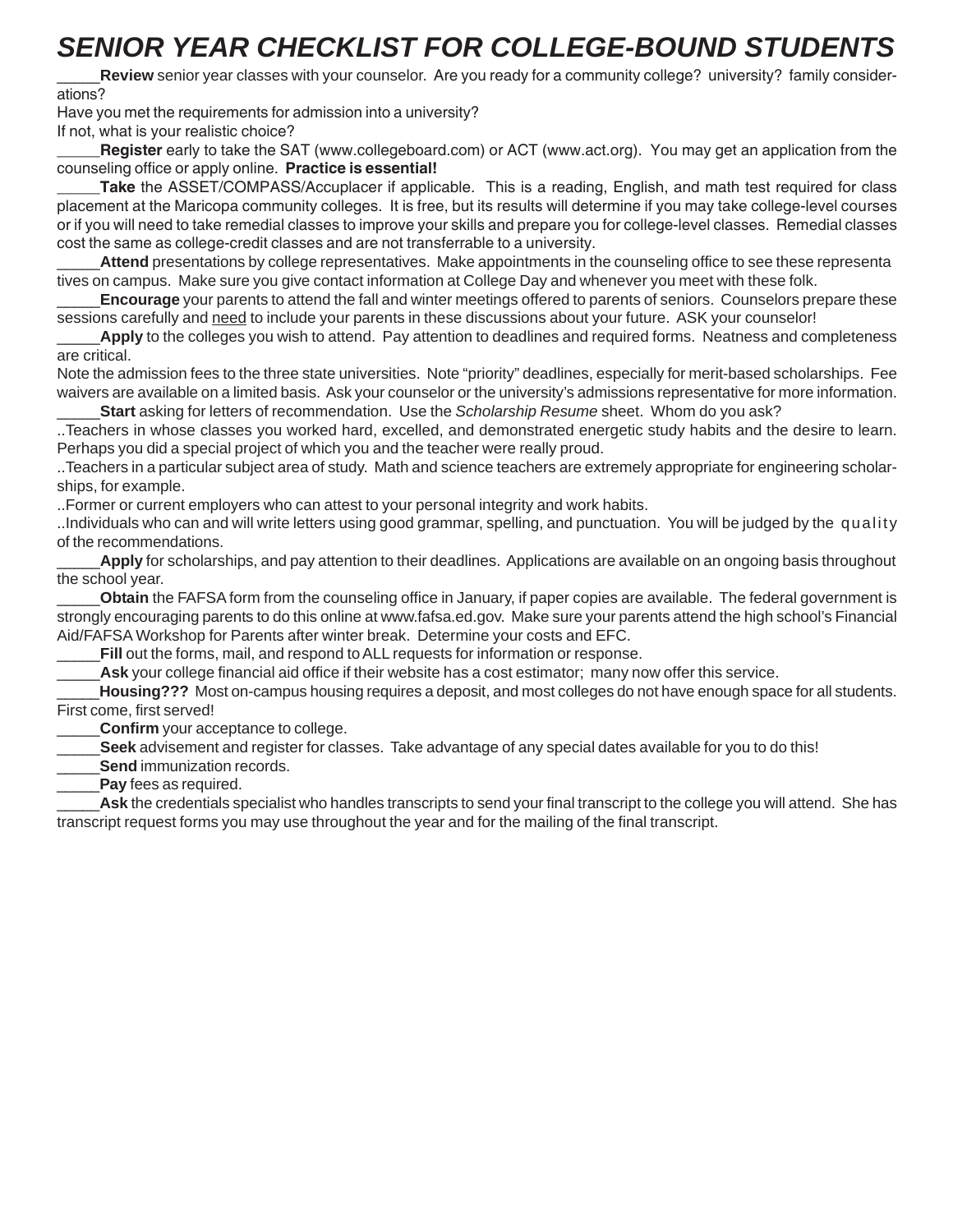# *SENIOR YEAR CHECKLIST FOR COLLEGE-BOUND STUDENTS*

_____**Review** senior year classes with your counselor. Are you ready for a community college? university? family considerations?

Have you met the requirements for admission into a university?

If not, what is your realistic choice?

_____**Register** early to take the SAT (www.collegeboard.com) or ACT (www.act.org). You may get an application from the counseling office or apply online. **Practice is essential!**

_____**Take** the ASSET/COMPASS/Accuplacer if applicable. This is a reading, English, and math test required for class placement at the Maricopa community colleges. It is free, but its results will determine if you may take college-level courses or if you will need to take remedial classes to improve your skills and prepare you for college-level classes. Remedial classes cost the same as college-credit classes and are not transferrable to a university.

_____**Attend** presentations by college representatives. Make appointments in the counseling office to see these representatives on campus. Make sure you give contact information at College Day and whenever you meet with these folk.

_____**Encourage** your parents to attend the fall and winter meetings offered to parents of seniors. Counselors prepare these sessions carefully and need to include your parents in these discussions about your future. ASK your counselor!

_____**Apply** to the colleges you wish to attend. Pay attention to deadlines and required forms. Neatness and completeness are critical.

Note the admission fees to the three state universities. Note "priority" deadlines, especially for merit-based scholarships. Fee waivers are available on a limited basis. Ask your counselor or the university's admissions representative for more information.

_____**Start** asking for letters of recommendation. Use the *Scholarship Resume* sheet. Whom do you ask?

..Teachers in whose classes you worked hard, excelled, and demonstrated energetic study habits and the desire to learn. Perhaps you did a special project of which you and the teacher were really proud.

..Teachers in a particular subject area of study. Math and science teachers are extremely appropriate for engineering scholarships, for example.

..Former or current employers who can attest to your personal integrity and work habits.

..Individuals who can and will write letters using good grammar, spelling, and punctuation. You will be judged by the quality of the recommendations.

_____**Apply** for scholarships, and pay attention to their deadlines. Applications are available on an ongoing basis throughout the school year.

_____**Obtain** the FAFSA form from the counseling office in January, if paper copies are available. The federal government is strongly encouraging parents to do this online at www.fafsa.ed.gov. Make sure your parents attend the high school's Financial Aid/FAFSA Workshop for Parents after winter break. Determine your costs and EFC.

_____**Fill** out the forms, mail, and respond to ALL requests for information or response.

_____**Ask** your college financial aid office if their website has a cost estimator; many now offer this service.

_____**Housing???** Most on-campus housing requires a deposit, and most colleges do not have enough space for all students. First come, first served!

_____**Confirm** your acceptance to college.

_____**Seek** advisement and register for classes. Take advantage of any special dates available for you to do this!

_____**Send** immunization records.

_____**Pay** fees as required.

_____**Ask** the credentials specialist who handles transcripts to send your final transcript to the college you will attend. She has transcript request forms you may use throughout the year and for the mailing of the final transcript.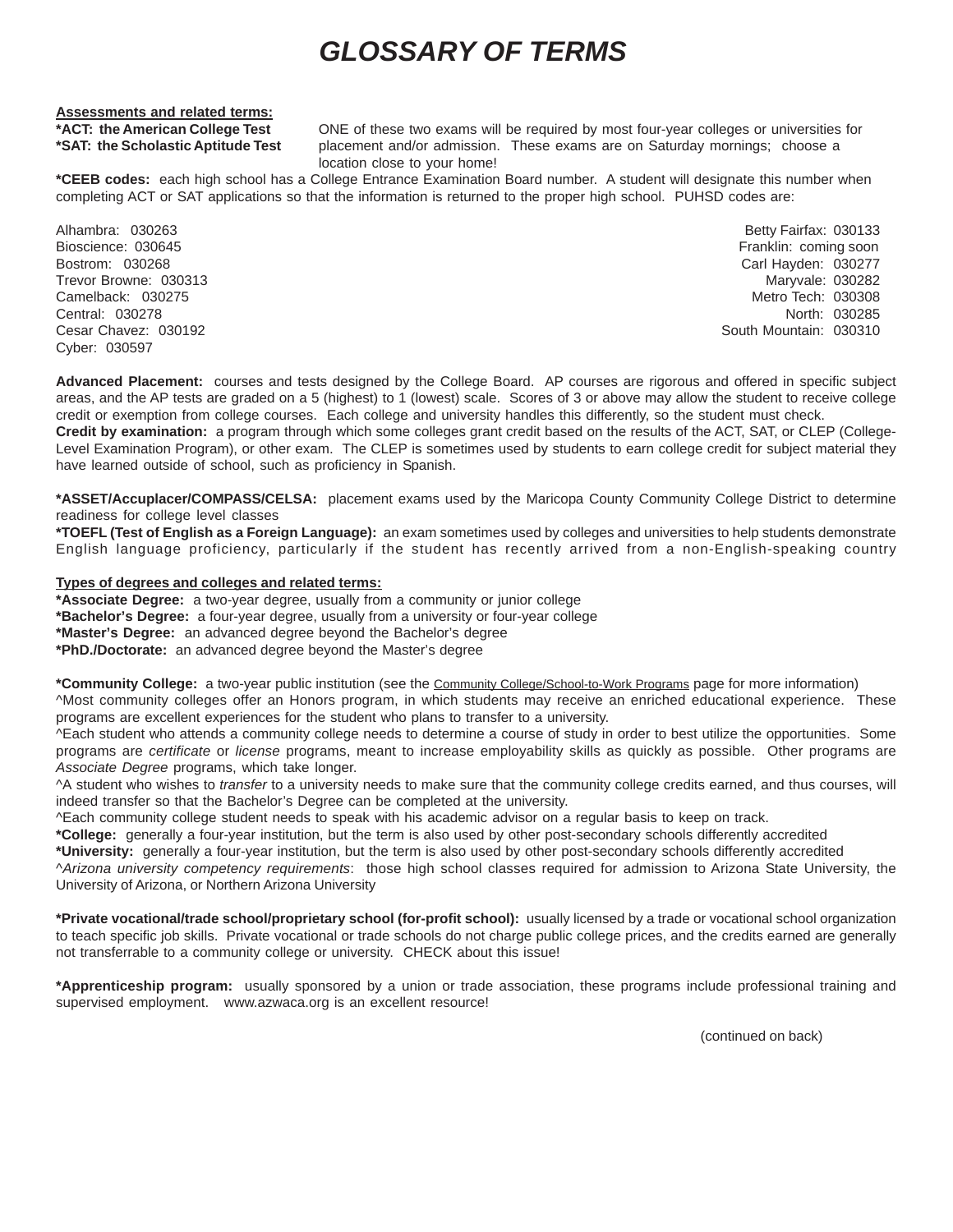// Main headline only
# *GLOSSARY OF TERMS*

**Assessments and related terms:**

**\*ACT: the American College Test**
**\*SAT: the Scholastic Aptitude Test**

ONE of these two exams will be required by most four-year colleges or universities for placement and/or admission. These exams are on Saturday mornings; choose a location close to your home!

**\*CEEB codes:** each high school has a College Entrance Examination Board number. A student will designate this number when completing ACT or SAT applications so that the information is returned to the proper high school. PUHSD codes are:

Alhambra: 030263
Bioscience: 030645
Bostrom: 030268
Trevor Browne: 030313
Camelback: 030275
Central: 030278
Cesar Chavez: 030192
Cyber: 030597
Betty Fairfax: 030133
Franklin: coming soon
Carl Hayden: 030277
Maryvale: 030282
Metro Tech: 030308
North: 030285
South Mountain: 030310

**Advanced Placement:** courses and tests designed by the College Board. AP courses are rigorous and offered in specific subject areas, and the AP tests are graded on a 5 (highest) to 1 (lowest) scale. Scores of 3 or above may allow the student to receive college credit or exemption from college courses. Each college and university handles this differently, so the student must check.

**Credit by examination:** a program through which some colleges grant credit based on the results of the ACT, SAT, or CLEP (College-Level Examination Program), or other exam. The CLEP is sometimes used by students to earn college credit for subject material they have learned outside of school, such as proficiency in Spanish.

**\*ASSET/Accuplacer/COMPASS/CELSA:** placement exams used by the Maricopa County Community College District to determine readiness for college level classes

**\*TOEFL (Test of English as a Foreign Language):** an exam sometimes used by colleges and universities to help students demonstrate English language proficiency, particularly if the student has recently arrived from a non-English-speaking country

**Types of degrees and colleges and related terms:**

**\*Associate Degree:** a two-year degree, usually from a community or junior college
**\*Bachelor's Degree:** a four-year degree, usually from a university or four-year college
**\*Master's Degree:** an advanced degree beyond the Bachelor's degree
**\*PhD./Doctorate:** an advanced degree beyond the Master's degree

**\*Community College:** a two-year public institution (see the Community College/School-to-Work Programs page for more information)

^Most community colleges offer an Honors program, in which students may receive an enriched educational experience. These programs are excellent experiences for the student who plans to transfer to a university.

^Each student who attends a community college needs to determine a course of study in order to best utilize the opportunities. Some programs are *certificate* or *license* programs, meant to increase employability skills as quickly as possible. Other programs are *Associate Degree* programs, which take longer.

^A student who wishes to *transfer* to a university needs to make sure that the community college credits earned, and thus courses, will indeed transfer so that the Bachelor's Degree can be completed at the university.

^Each community college student needs to speak with his academic advisor on a regular basis to keep on track.

**\*College:** generally a four-year institution, but the term is also used by other post-secondary schools differently accredited

**\*University:** generally a four-year institution, but the term is also used by other post-secondary schools differently accredited

^*Arizona university competency requirements*: those high school classes required for admission to Arizona State University, the University of Arizona, or Northern Arizona University

**\*Private vocational/trade school/proprietary school (for-profit school):** usually licensed by a trade or vocational school organization to teach specific job skills. Private vocational or trade schools do not charge public college prices, and the credits earned are generally not transferrable to a community college or university. CHECK about this issue!

**\*Apprenticeship program:** usually sponsored by a union or trade association, these programs include professional training and supervised employment. www.azwaca.org is an excellent resource!

(continued on back)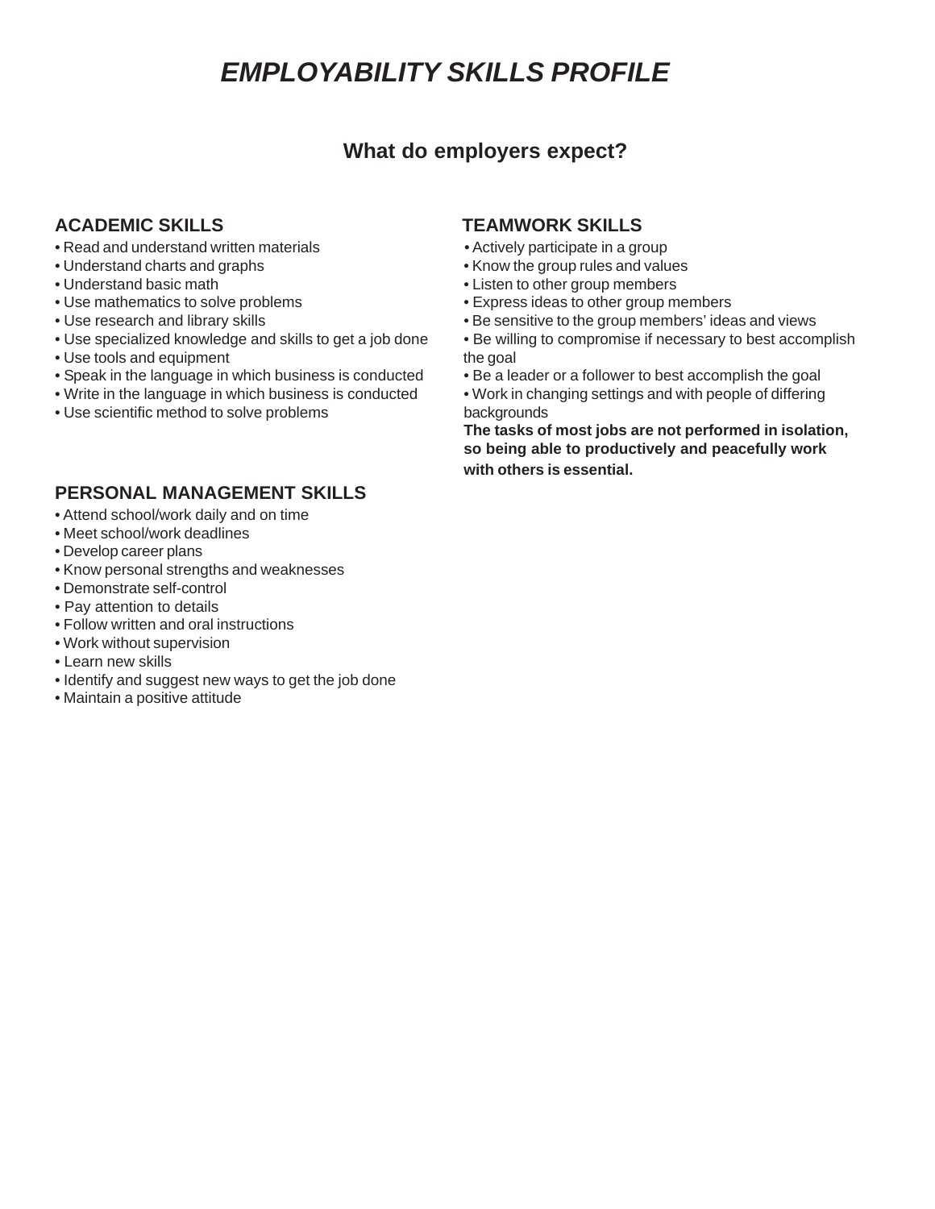# *EMPLOYABILITY SKILLS PROFILE*

## What do employers expect?

### ACADEMIC SKILLS

- Read and understand written materials
- Understand charts and graphs
- Understand basic math
- Use mathematics to solve problems
- Use research and library skills
- Use specialized knowledge and skills to get a job done
- Use tools and equipment
- Speak in the language in which business is conducted
- Write in the language in which business is conducted
- Use scientific method to solve problems

### PERSONAL MANAGEMENT SKILLS

- Attend school/work daily and on time
- Meet school/work deadlines
- Develop career plans
- Know personal strengths and weaknesses
- Demonstrate self-control
- Pay attention to details
- Follow written and oral instructions
- Work without supervision
- Learn new skills
- Identify and suggest new ways to get the job done
- Maintain a positive attitude

### TEAMWORK SKILLS

- Actively participate in a group
- Know the group rules and values
- Listen to other group members
- Express ideas to other group members
- Be sensitive to the group members' ideas and views
- Be willing to compromise if necessary to best accomplish the goal
- Be a leader or a follower to best accomplish the goal
- Work in changing settings and with people of differing backgrounds

**The tasks of most jobs are not performed in isolation, so being able to productively and peacefully work with others is essential.**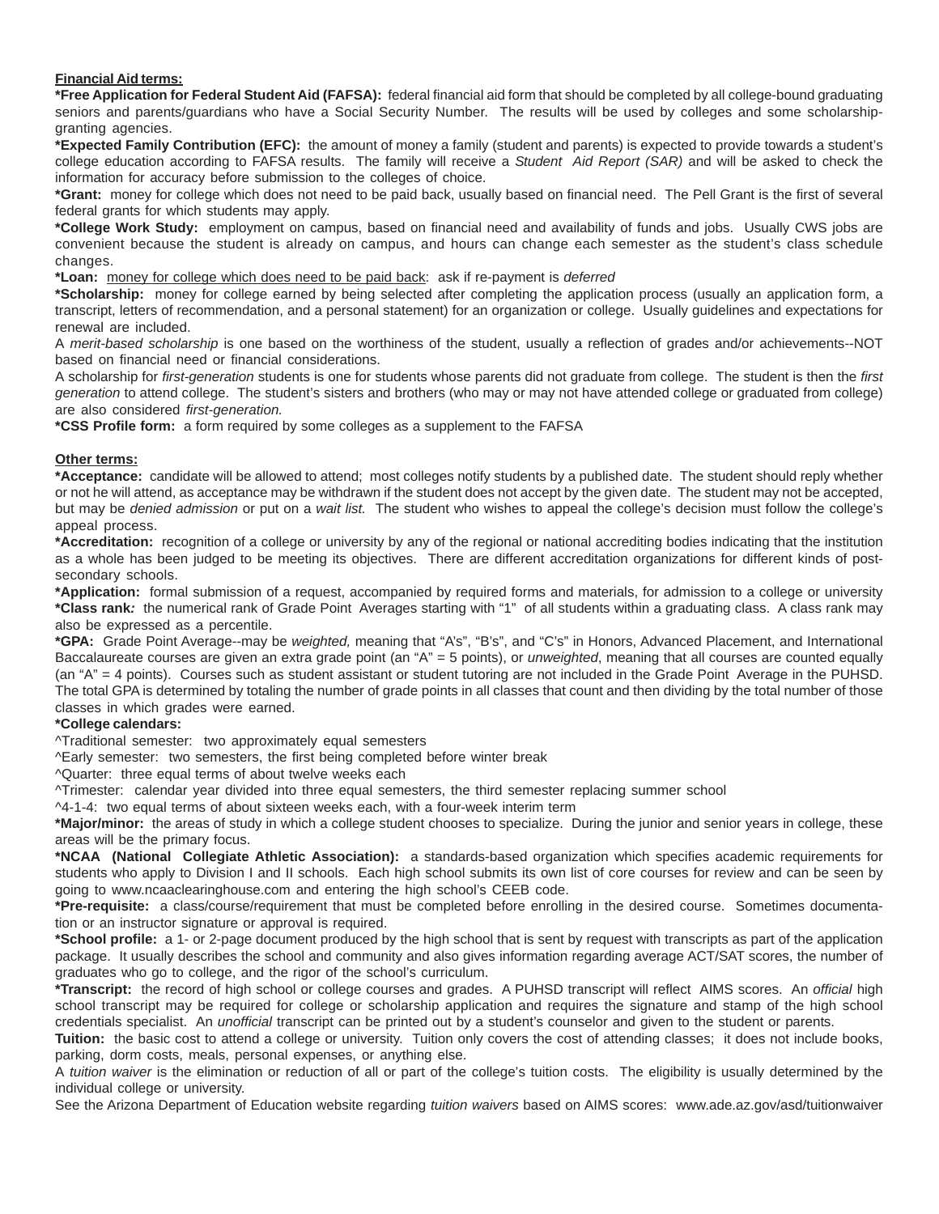**<u>Financial Aid terms:</u>**

**\*Free Application for Federal Student Aid (FAFSA):** federal financial aid form that should be completed by all college-bound graduating seniors and parents/guardians who have a Social Security Number. The results will be used by colleges and some scholarship-granting agencies.

**\*Expected Family Contribution (EFC):** the amount of money a family (student and parents) is expected to provide towards a student's college education according to FAFSA results. The family will receive a *Student Aid Report (SAR)* and will be asked to check the information for accuracy before submission to the colleges of choice.

**\*Grant:** money for college which does not need to be paid back, usually based on financial need. The Pell Grant is the first of several federal grants for which students may apply.

**\*College Work Study:** employment on campus, based on financial need and availability of funds and jobs. Usually CWS jobs are convenient because the student is already on campus, and hours can change each semester as the student's class schedule changes.

**\*Loan:** <u>money for college which does need to be paid back</u>: ask if re-payment is *deferred*

**\*Scholarship:** money for college earned by being selected after completing the application process (usually an application form, a transcript, letters of recommendation, and a personal statement) for an organization or college. Usually guidelines and expectations for renewal are included.

A *merit-based scholarship* is one based on the worthiness of the student, usually a reflection of grades and/or achievements--NOT based on financial need or financial considerations.

A scholarship for *first-generation* students is one for students whose parents did not graduate from college. The student is then the *first generation* to attend college. The student's sisters and brothers (who may or may not have attended college or graduated from college) are also considered *first-generation.*

**\*CSS Profile form:** a form required by some colleges as a supplement to the FAFSA

**<u>Other terms:</u>**

**\*Acceptance:** candidate will be allowed to attend; most colleges notify students by a published date. The student should reply whether or not he will attend, as acceptance may be withdrawn if the student does not accept by the given date. The student may not be accepted, but may be *denied admission* or put on a *wait list.* The student who wishes to appeal the college's decision must follow the college's appeal process.

**\*Accreditation:** recognition of a college or university by any of the regional or national accrediting bodies indicating that the institution as a whole has been judged to be meeting its objectives. There are different accreditation organizations for different kinds of post-secondary schools.

**\*Application:** formal submission of a request, accompanied by required forms and materials, for admission to a college or university

**\*Class rank:** the numerical rank of Grade Point Averages starting with "1" of all students within a graduating class. A class rank may also be expressed as a percentile.

**\*GPA:** Grade Point Average--may be *weighted,* meaning that "A's", "B's", and "C's" in Honors, Advanced Placement, and International Baccalaureate courses are given an extra grade point (an "A" = 5 points), or *unweighted*, meaning that all courses are counted equally (an "A" = 4 points). Courses such as student assistant or student tutoring are not included in the Grade Point Average in the PUHSD. The total GPA is determined by totaling the number of grade points in all classes that count and then dividing by the total number of those classes in which grades were earned.

**\*College calendars:**

^Traditional semester: two approximately equal semesters

^Early semester: two semesters, the first being completed before winter break

^Quarter: three equal terms of about twelve weeks each

^Trimester: calendar year divided into three equal semesters, the third semester replacing summer school

^4-1-4: two equal terms of about sixteen weeks each, with a four-week interim term

**\*Major/minor:** the areas of study in which a college student chooses to specialize. During the junior and senior years in college, these areas will be the primary focus.

**\*NCAA (National Collegiate Athletic Association):** a standards-based organization which specifies academic requirements for students who apply to Division I and II schools. Each high school submits its own list of core courses for review and can be seen by going to www.ncaaclearinghouse.com and entering the high school's CEEB code.

**\*Pre-requisite:** a class/course/requirement that must be completed before enrolling in the desired course. Sometimes documentation or an instructor signature or approval is required.

**\*School profile:** a 1- or 2-page document produced by the high school that is sent by request with transcripts as part of the application package. It usually describes the school and community and also gives information regarding average ACT/SAT scores, the number of graduates who go to college, and the rigor of the school's curriculum.

**\*Transcript:** the record of high school or college courses and grades. A PUHSD transcript will reflect AIMS scores. An *official* high school transcript may be required for college or scholarship application and requires the signature and stamp of the high school credentials specialist. An *unofficial* transcript can be printed out by a student's counselor and given to the student or parents.

**Tuition:** the basic cost to attend a college or university. Tuition only covers the cost of attending classes; it does not include books, parking, dorm costs, meals, personal expenses, or anything else.

A *tuition waiver* is the elimination or reduction of all or part of the college's tuition costs. The eligibility is usually determined by the individual college or university.

See the Arizona Department of Education website regarding *tuition waivers* based on AIMS scores: www.ade.az.gov/asd/tuitionwaiver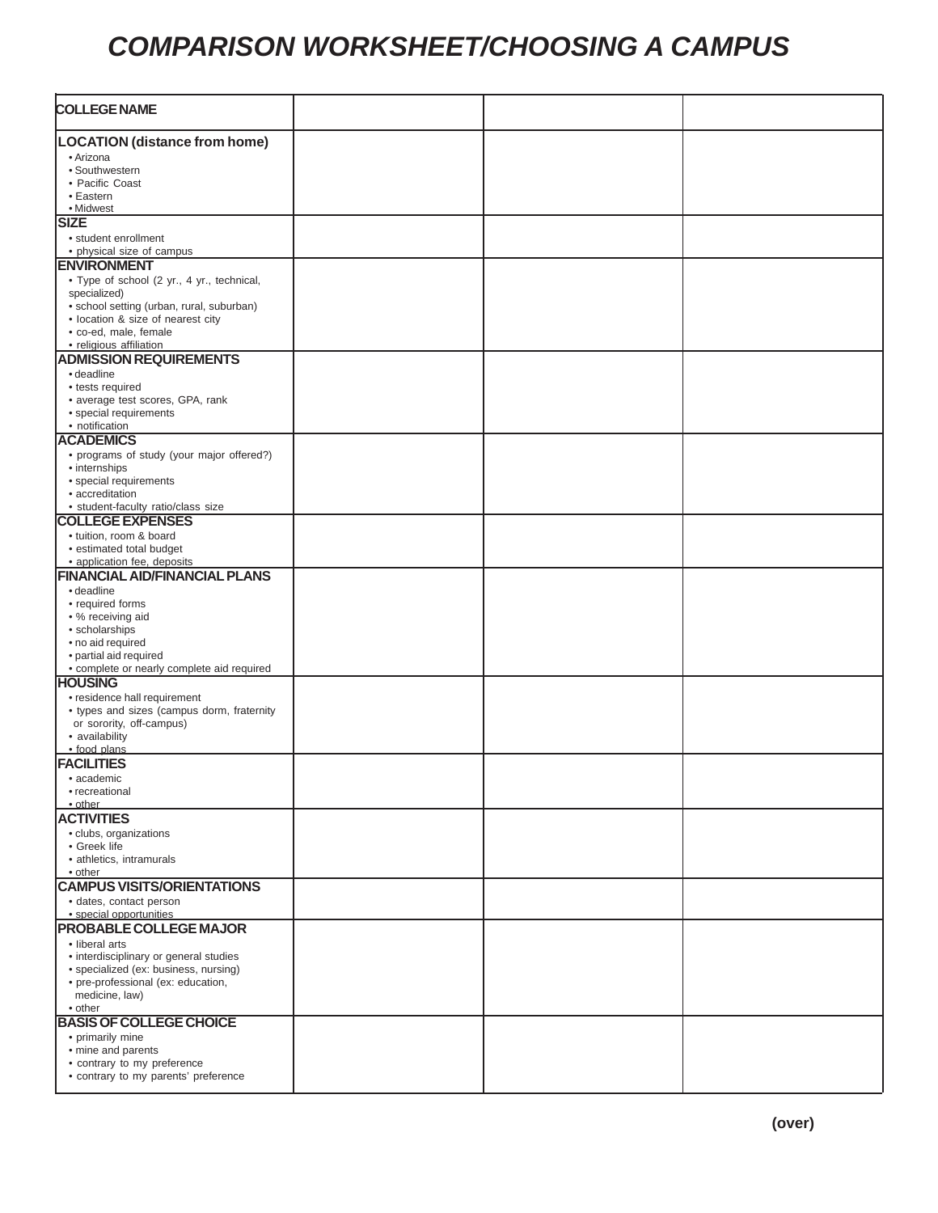# COMPARISON WORKSHEET/CHOOSING A CAMPUS

| COLLEGE NAME | | | |
|---|---|---|---|
| **LOCATION (distance from home)**<br>• Arizona<br>• Southwestern<br>• Pacific Coast<br>• Eastern<br>• Midwest | | | |
| **SIZE**<br>• student enrollment<br>• physical size of campus | | | |
| **ENVIRONMENT**<br>• Type of school (2 yr., 4 yr., technical, specialized)<br>• school setting (urban, rural, suburban)<br>• location & size of nearest city<br>• co-ed, male, female<br>• religious affiliation | | | |
| **ADMISSION REQUIREMENTS**<br>• deadline<br>• tests required<br>• average test scores, GPA, rank<br>• special requirements<br>• notification | | | |
| **ACADEMICS**<br>• programs of study (your major offered?)<br>• internships<br>• special requirements<br>• accreditation<br>• student-faculty ratio/class size | | | |
| **COLLEGE EXPENSES**<br>• tuition, room & board<br>• estimated total budget<br>• application fee, deposits | | | |
| **FINANCIAL AID/FINANCIAL PLANS**<br>• deadline<br>• required forms<br>• % receiving aid<br>• scholarships<br>• no aid required<br>• partial aid required<br>• complete or nearly complete aid required | | | |
| **HOUSING**<br>• residence hall requirement<br>• types and sizes (campus dorm, fraternity or sorority, off-campus)<br>• availability<br>• food plans | | | |
| **FACILITIES**<br>• academic<br>• recreational<br>• other | | | |
| **ACTIVITIES**<br>• clubs, organizations<br>• Greek life<br>• athletics, intramurals<br>• other | | | |
| **CAMPUS VISITS/ORIENTATIONS**<br>• dates, contact person<br>• special opportunities | | | |
| **PROBABLE COLLEGE MAJOR**<br>• liberal arts<br>• interdisciplinary or general studies<br>• specialized (ex: business, nursing)<br>• pre-professional (ex: education, medicine, law)<br>• other | | | |
| **BASIS OF COLLEGE CHOICE**<br>• primarily mine<br>• mine and parents<br>• contrary to my preference<br>• contrary to my parents' preference | | | |

**(over)**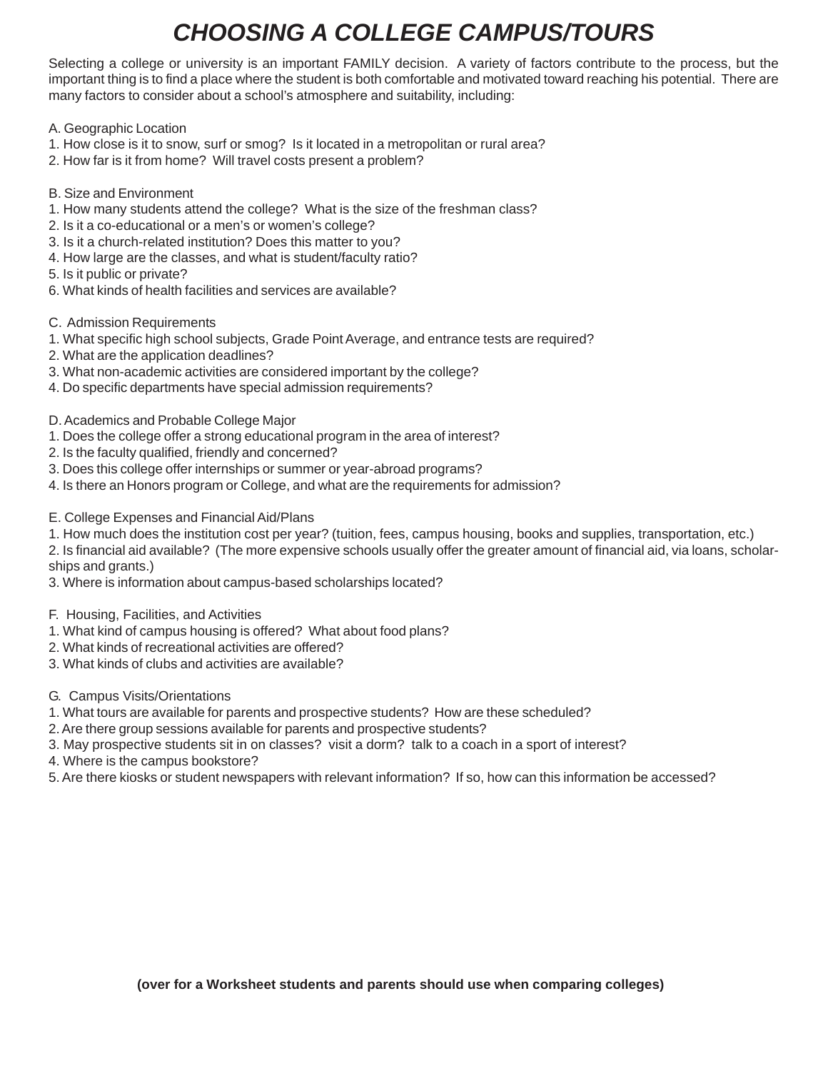# *CHOOSING A COLLEGE CAMPUS/TOURS*

Selecting a college or university is an important FAMILY decision. A variety of factors contribute to the process, but the important thing is to find a place where the student is both comfortable and motivated toward reaching his potential. There are many factors to consider about a school's atmosphere and suitability, including:

A. Geographic Location
1. How close is it to snow, surf or smog? Is it located in a metropolitan or rural area?
2. How far is it from home? Will travel costs present a problem?

B. Size and Environment
1. How many students attend the college? What is the size of the freshman class?
2. Is it a co-educational or a men's or women's college?
3. Is it a church-related institution? Does this matter to you?
4. How large are the classes, and what is student/faculty ratio?
5. Is it public or private?
6. What kinds of health facilities and services are available?

C. Admission Requirements
1. What specific high school subjects, Grade Point Average, and entrance tests are required?
2. What are the application deadlines?
3. What non-academic activities are considered important by the college?
4. Do specific departments have special admission requirements?

D. Academics and Probable College Major
1. Does the college offer a strong educational program in the area of interest?
2. Is the faculty qualified, friendly and concerned?
3. Does this college offer internships or summer or year-abroad programs?
4. Is there an Honors program or College, and what are the requirements for admission?

E. College Expenses and Financial Aid/Plans
1. How much does the institution cost per year? (tuition, fees, campus housing, books and supplies, transportation, etc.)
2. Is financial aid available? (The more expensive schools usually offer the greater amount of financial aid, via loans, scholarships and grants.)
3. Where is information about campus-based scholarships located?

F. Housing, Facilities, and Activities
1. What kind of campus housing is offered? What about food plans?
2. What kinds of recreational activities are offered?
3. What kinds of clubs and activities are available?

G. Campus Visits/Orientations
1. What tours are available for parents and prospective students? How are these scheduled?
2. Are there group sessions available for parents and prospective students?
3. May prospective students sit in on classes? visit a dorm? talk to a coach in a sport of interest?
4. Where is the campus bookstore?
5. Are there kiosks or student newspapers with relevant information? If so, how can this information be accessed?

**(over for a Worksheet students and parents should use when comparing colleges)**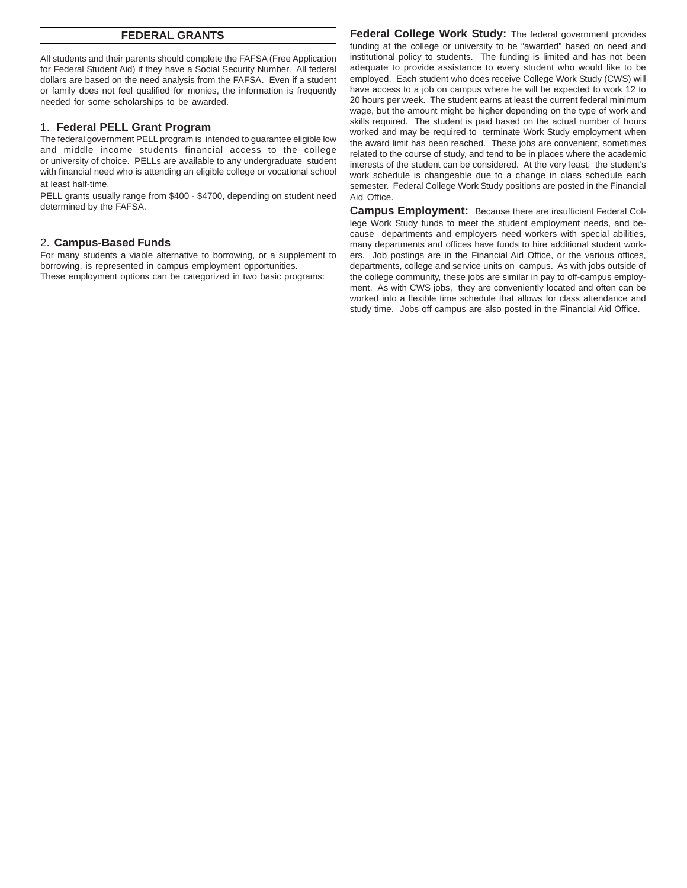## FEDERAL GRANTS

All students and their parents should complete the FAFSA (Free Application for Federal Student Aid) if they have a Social Security Number. All federal dollars are based on the need analysis from the FAFSA. Even if a student or family does not feel qualified for monies, the information is frequently needed for some scholarships to be awarded.

### 1. Federal PELL Grant Program

The federal government PELL program is intended to guarantee eligible low and middle income students financial access to the college or university of choice. PELLs are available to any undergraduate student with financial need who is attending an eligible college or vocational school at least half-time.

PELL grants usually range from $400 - $4700, depending on student need determined by the FAFSA.

### 2. Campus-Based Funds

For many students a viable alternative to borrowing, or a supplement to borrowing, is represented in campus employment opportunities.
These employment options can be categorized in two basic programs:

**Federal College Work Study:** The federal government provides funding at the college or university to be "awarded" based on need and institutional policy to students. The funding is limited and has not been adequate to provide assistance to every student who would like to be employed. Each student who does receive College Work Study (CWS) will have access to a job on campus where he will be expected to work 12 to 20 hours per week. The student earns at least the current federal minimum wage, but the amount might be higher depending on the type of work and skills required. The student is paid based on the actual number of hours worked and may be required to terminate Work Study employment when the award limit has been reached. These jobs are convenient, sometimes related to the course of study, and tend to be in places where the academic interests of the student can be considered. At the very least, the student's work schedule is changeable due to a change in class schedule each semester. Federal College Work Study positions are posted in the Financial Aid Office.

**Campus Employment:** Because there are insufficient Federal College Work Study funds to meet the student employment needs, and because departments and employers need workers with special abilities, many departments and offices have funds to hire additional student workers. Job postings are in the Financial Aid Office, or the various offices, departments, college and service units on campus. As with jobs outside of the college community, these jobs are similar in pay to off-campus employment. As with CWS jobs, they are conveniently located and often can be worked into a flexible time schedule that allows for class attendance and study time. Jobs off campus are also posted in the Financial Aid Office.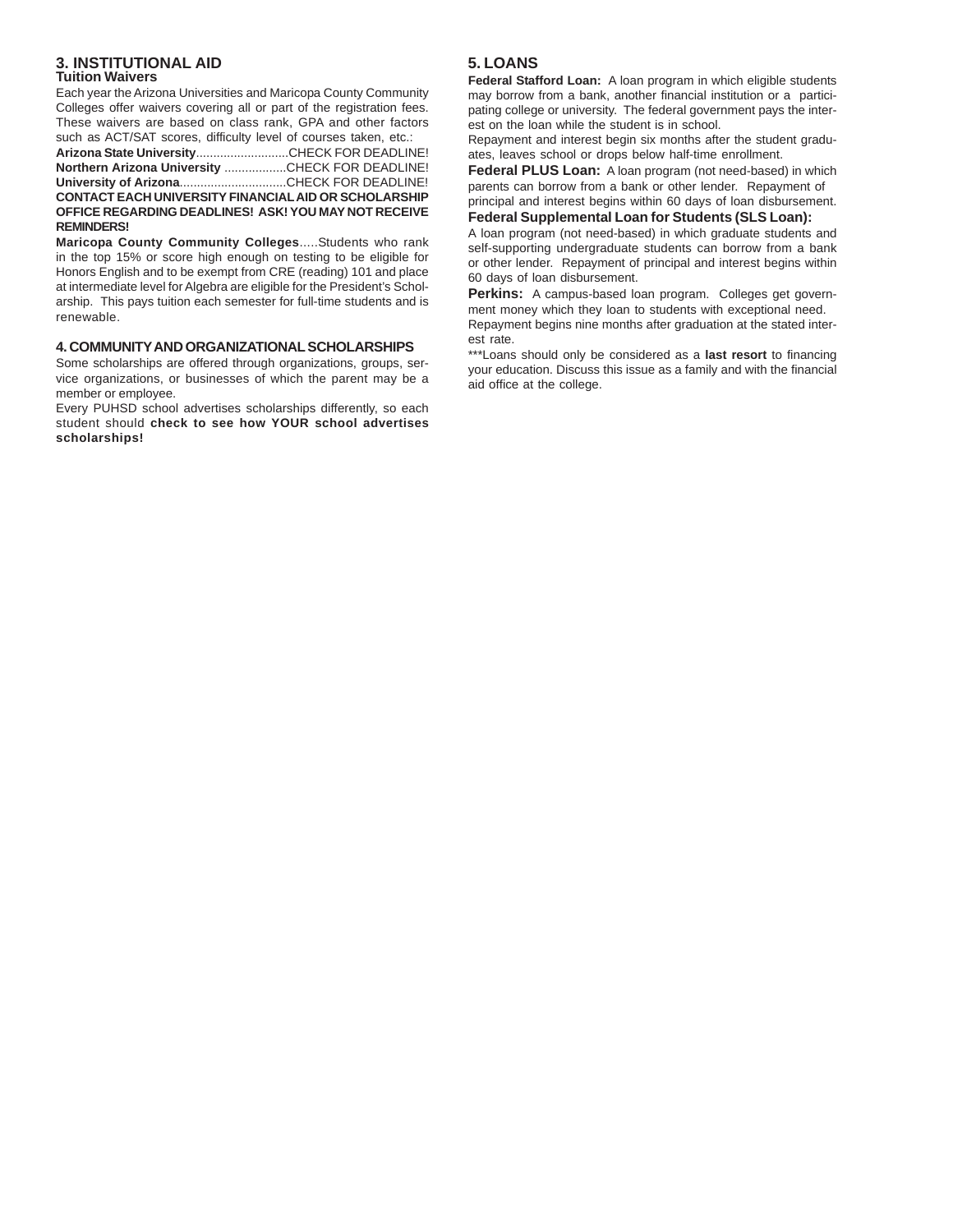## 3. INSTITUTIONAL AID

### Tuition Waivers

Each year the Arizona Universities and Maricopa County Community Colleges offer waivers covering all or part of the registration fees. These waivers are based on class rank, GPA and other factors such as ACT/SAT scores, difficulty level of courses taken, etc.:

**Arizona State University**...........................CHECK FOR DEADLINE!
**Northern Arizona University** ..................CHECK FOR DEADLINE!
**University of Arizona**...............................CHECK FOR DEADLINE!

**CONTACT EACH UNIVERSITY FINANCIAL AID OR SCHOLARSHIP OFFICE REGARDING DEADLINES! ASK! YOU MAY NOT RECEIVE REMINDERS!**

**Maricopa County Community Colleges**.....Students who rank in the top 15% or score high enough on testing to be eligible for Honors English and to be exempt from CRE (reading) 101 and place at intermediate level for Algebra are eligible for the President's Scholarship. This pays tuition each semester for full-time students and is renewable.

## 4. COMMUNITY AND ORGANIZATIONAL SCHOLARSHIPS

Some scholarships are offered through organizations, groups, service organizations, or businesses of which the parent may be a member or employee.

Every PUHSD school advertises scholarships differently, so each student should **check to see how YOUR school advertises scholarships!**

## 5. LOANS

**Federal Stafford Loan:** A loan program in which eligible students may borrow from a bank, another financial institution or a participating college or university. The federal government pays the interest on the loan while the student is in school.

Repayment and interest begin six months after the student graduates, leaves school or drops below half-time enrollment.

**Federal PLUS Loan:** A loan program (not need-based) in which parents can borrow from a bank or other lender. Repayment of principal and interest begins within 60 days of loan disbursement.

**Federal Supplemental Loan for Students (SLS Loan):**
A loan program (not need-based) in which graduate students and self-supporting undergraduate students can borrow from a bank or other lender. Repayment of principal and interest begins within 60 days of loan disbursement.

**Perkins:** A campus-based loan program. Colleges get government money which they loan to students with exceptional need. Repayment begins nine months after graduation at the stated interest rate.

***Loans should only be considered as a **last resort** to financing your education. Discuss this issue as a family and with the financial aid office at the college.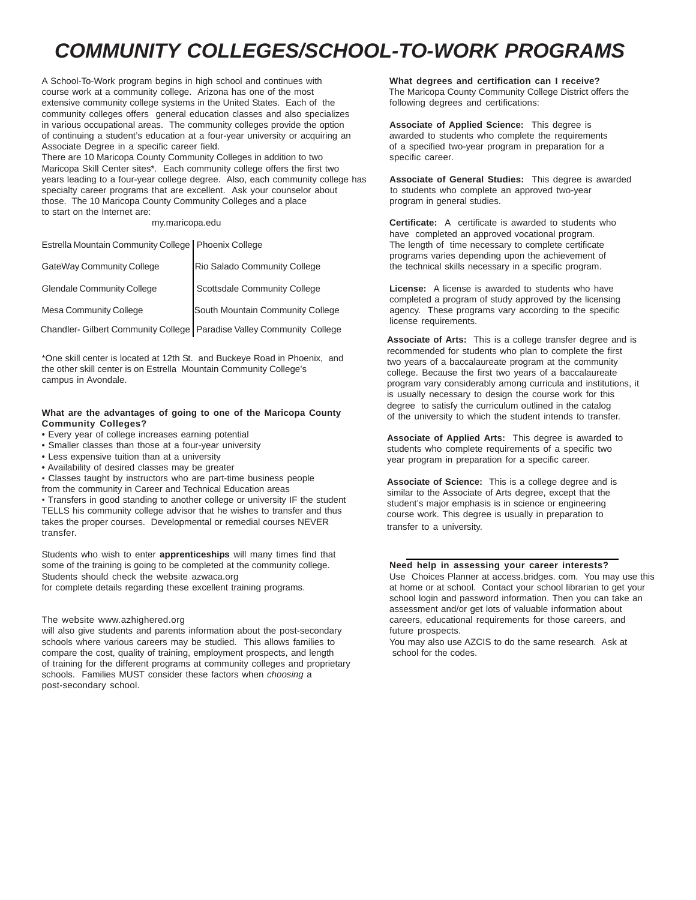# COMMUNITY COLLEGES/SCHOOL-TO-WORK PROGRAMS

A School-To-Work program begins in high school and continues with course work at a community college. Arizona has one of the most extensive community college systems in the United States. Each of the community colleges offers general education classes and also specializes in various occupational areas. The community colleges provide the option of continuing a student's education at a four-year university or acquiring an Associate Degree in a specific career field.

There are 10 Maricopa County Community Colleges in addition to two Maricopa Skill Center sites*. Each community college offers the first two years leading to a four-year college degree. Also, each community college has specialty career programs that are excellent. Ask your counselor about those. The 10 Maricopa County Community Colleges and a place to start on the Internet are:

my.maricopa.edu

| | |
|---|---|
| Estrella Mountain Community College | Phoenix College |
| GateWay Community College | Rio Salado Community College |
| Glendale Community College | Scottsdale Community College |
| Mesa Community College | South Mountain Community College |
| Chandler- Gilbert Community College | Paradise Valley Community College |

*One skill center is located at 12th St. and Buckeye Road in Phoenix, and the other skill center is on Estrella Mountain Community College's campus in Avondale.

**What are the advantages of going to one of the Maricopa County Community Colleges?**

- Every year of college increases earning potential
- Smaller classes than those at a four-year university
- Less expensive tuition than at a university
- Availability of desired classes may be greater
- Classes taught by instructors who are part-time business people from the community in Career and Technical Education areas
- Transfers in good standing to another college or university IF the student TELLS his community college advisor that he wishes to transfer and thus takes the proper courses. Developmental or remedial courses NEVER transfer.

Students who wish to enter **apprenticeships** will many times find that some of the training is going to be completed at the community college. Students should check the website azwaca.org for complete details regarding these excellent training programs.

The website www.azhighered.org will also give students and parents information about the post-secondary schools where various careers may be studied. This allows families to compare the cost, quality of training, employment prospects, and length of training for the different programs at community colleges and proprietary schools. Families MUST consider these factors when *choosing* a post-secondary school.

**What degrees and certification can I receive?**

The Maricopa County Community College District offers the following degrees and certifications:

**Associate of Applied Science:** This degree is awarded to students who complete the requirements of a specified two-year program in preparation for a specific career.

**Associate of General Studies:** This degree is awarded to students who complete an approved two-year program in general studies.

**Certificate:** A certificate is awarded to students who have completed an approved vocational program. The length of time necessary to complete certificate programs varies depending upon the achievement of the technical skills necessary in a specific program.

**License:** A license is awarded to students who have completed a program of study approved by the licensing agency. These programs vary according to the specific license requirements.

**Associate of Arts:** This is a college transfer degree and is recommended for students who plan to complete the first two years of a baccalaureate program at the community college. Because the first two years of a baccalaureate program vary considerably among curricula and institutions, it is usually necessary to design the course work for this degree to satisfy the curriculum outlined in the catalog of the university to which the student intends to transfer.

**Associate of Applied Arts:** This degree is awarded to students who complete requirements of a specific two year program in preparation for a specific career.

**Associate of Science:** This is a college degree and is similar to the Associate of Arts degree, except that the student's major emphasis is in science or engineering course work. This degree is usually in preparation to transfer to a university.

**Need help in assessing your career interests?**

Use Choices Planner at access.bridges. com. You may use this at home or at school. Contact your school librarian to get your school login and password information. Then you can take an assessment and/or get lots of valuable information about careers, educational requirements for those careers, and future prospects.

You may also use AZCIS to do the same research. Ask at school for the codes.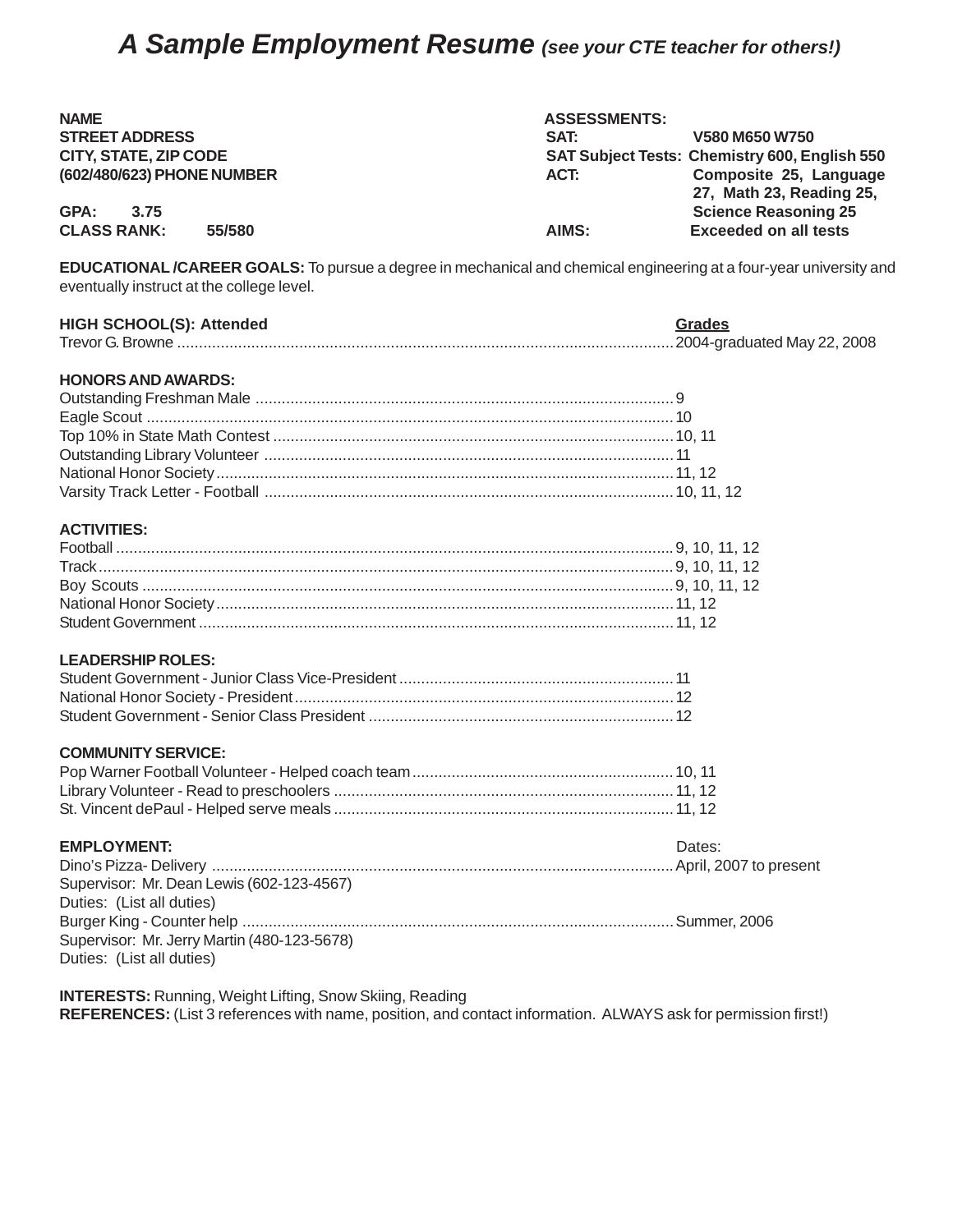# A Sample Employment Resume *(see your CTE teacher for others!)*

**NAME**
**STREET ADDRESS**
**CITY, STATE, ZIP CODE**
**(602/480/623) PHONE NUMBER**

**GPA:** **3.75**
**CLASS RANK:** **55/580**

**ASSESSMENTS:**
**SAT:** **V580 M650 W750**
**SAT Subject Tests:** **Chemistry 600, English 550**
**ACT:** **Composite 25, Language 27, Math 23, Reading 25, Science Reasoning 25**
**AIMS:** **Exceeded on all tests**

**EDUCATIONAL /CAREER GOALS:** To pursue a degree in mechanical and chemical engineering at a four-year university and eventually instruct at the college level.

**HIGH SCHOOL(S): Attended** **Grades**
Trevor G. Browne ........ 2004-graduated May 22, 2008

**HONORS AND AWARDS:**
Outstanding Freshman Male ........ 9
Eagle Scout ........ 10
Top 10% in State Math Contest ........ 10, 11
Outstanding Library Volunteer ........ 11
National Honor Society ........ 11, 12
Varsity Track Letter - Football ........ 10, 11, 12

**ACTIVITIES:**
Football ........ 9, 10, 11, 12
Track ........ 9, 10, 11, 12
Boy Scouts ........ 9, 10, 11, 12
National Honor Society ........ 11, 12
Student Government ........ 11, 12

**LEADERSHIP ROLES:**
Student Government - Junior Class Vice-President ........ 11
National Honor Society - President ........ 12
Student Government - Senior Class President ........ 12

**COMMUNITY SERVICE:**
Pop Warner Football Volunteer - Helped coach team ........ 10, 11
Library Volunteer - Read to preschoolers ........ 11, 12
St. Vincent dePaul - Helped serve meals ........ 11, 12

**EMPLOYMENT:** Dates:
Dino's Pizza- Delivery ........ April, 2007 to present
Supervisor: Mr. Dean Lewis (602-123-4567)
Duties: (List all duties)
Burger King - Counter help ........ Summer, 2006
Supervisor: Mr. Jerry Martin (480-123-5678)
Duties: (List all duties)

**INTERESTS:** Running, Weight Lifting, Snow Skiing, Reading
**REFERENCES:** (List 3 references with name, position, and contact information. ALWAYS ask for permission first!)